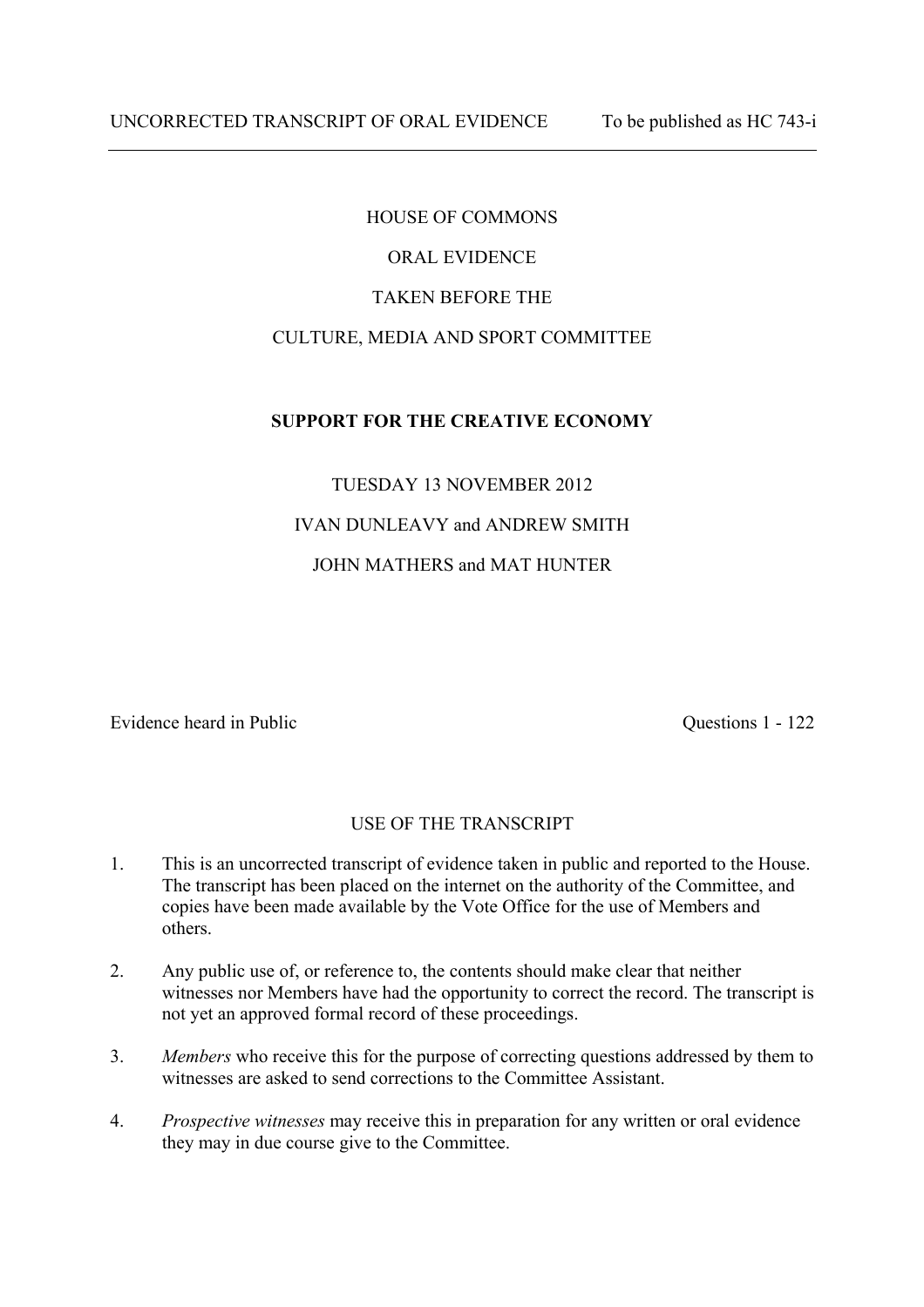UNCORRECTED TRANSCRIPT OF ORAL EVIDENCE To be published as HC 743-i

HOUSE OF COMMONS

ORAL EVIDENCE

TAKEN BEFORE THE

CULTURE, MEDIA AND SPORT COMMITTEE

**SUPPORT FOR THE CREATIVE ECONOMY**

TUESDAY 13 NOVEMBER 2012

IVAN DUNLEAVY and ANDREW SMITH

JOHN MATHERS and MAT HUNTER

Evidence heard in Public Questions 1 - 122

USE OF THE TRANSCRIPT

1. This is an uncorrected transcript of evidence taken in public and reported to the House. The transcript has been placed on the internet on the authority of the Committee, and copies have been made available by the Vote Office for the use of Members and others.

2. Any public use of, or reference to, the contents should make clear that neither witnesses nor Members have had the opportunity to correct the record. The transcript is not yet an approved formal record of these proceedings.

3. *Members* who receive this for the purpose of correcting questions addressed by them to witnesses are asked to send corrections to the Committee Assistant.

4. *Prospective witnesses* may receive this in preparation for any written or oral evidence they may in due course give to the Committee.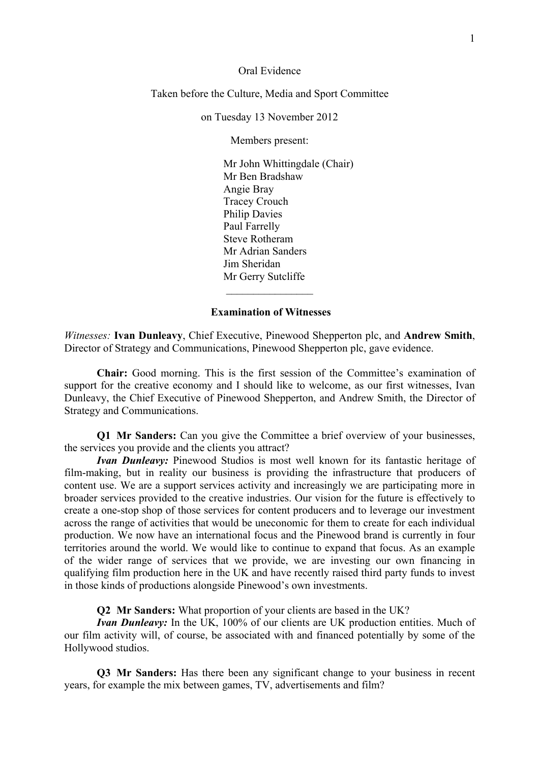Oral Evidence

Taken before the Culture, Media and Sport Committee

on Tuesday 13 November 2012

Members present:

Mr John Whittingdale (Chair)
Mr Ben Bradshaw
Angie Bray
Tracey Crouch
Philip Davies
Paul Farrelly
Steve Rotheram
Mr Adrian Sanders
Jim Sheridan
Mr Gerry Sutcliffe

________________

**Examination of Witnesses**

*Witnesses:* **Ivan Dunleavy**, Chief Executive, Pinewood Shepperton plc, and **Andrew Smith**, Director of Strategy and Communications, Pinewood Shepperton plc, gave evidence.

**Chair:** Good morning. This is the first session of the Committee's examination of support for the creative economy and I should like to welcome, as our first witnesses, Ivan Dunleavy, the Chief Executive of Pinewood Shepperton, and Andrew Smith, the Director of Strategy and Communications.

**Q1 Mr Sanders:** Can you give the Committee a brief overview of your businesses, the services you provide and the clients you attract?

***Ivan Dunleavy:*** Pinewood Studios is most well known for its fantastic heritage of film-making, but in reality our business is providing the infrastructure that producers of content use. We are a support services activity and increasingly we are participating more in broader services provided to the creative industries. Our vision for the future is effectively to create a one-stop shop of those services for content producers and to leverage our investment across the range of activities that would be uneconomic for them to create for each individual production. We now have an international focus and the Pinewood brand is currently in four territories around the world. We would like to continue to expand that focus. As an example of the wider range of services that we provide, we are investing our own financing in qualifying film production here in the UK and have recently raised third party funds to invest in those kinds of productions alongside Pinewood's own investments.

**Q2 Mr Sanders:** What proportion of your clients are based in the UK?

***Ivan Dunleavy:*** In the UK, 100% of our clients are UK production entities. Much of our film activity will, of course, be associated with and financed potentially by some of the Hollywood studios.

**Q3 Mr Sanders:** Has there been any significant change to your business in recent years, for example the mix between games, TV, advertisements and film?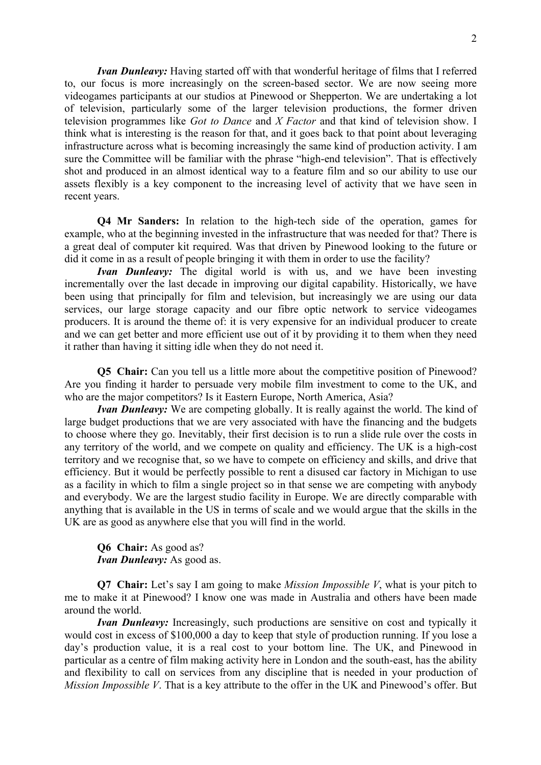***Ivan Dunleavy:*** Having started off with that wonderful heritage of films that I referred to, our focus is more increasingly on the screen-based sector. We are now seeing more videogames participants at our studios at Pinewood or Shepperton. We are undertaking a lot of television, particularly some of the larger television productions, the former driven television programmes like *Got to Dance* and *X Factor* and that kind of television show. I think what is interesting is the reason for that, and it goes back to that point about leveraging infrastructure across what is becoming increasingly the same kind of production activity. I am sure the Committee will be familiar with the phrase "high-end television". That is effectively shot and produced in an almost identical way to a feature film and so our ability to use our assets flexibly is a key component to the increasing level of activity that we have seen in recent years.

**Q4 Mr Sanders:** In relation to the high-tech side of the operation, games for example, who at the beginning invested in the infrastructure that was needed for that? There is a great deal of computer kit required. Was that driven by Pinewood looking to the future or did it come in as a result of people bringing it with them in order to use the facility?

***Ivan Dunleavy:*** The digital world is with us, and we have been investing incrementally over the last decade in improving our digital capability. Historically, we have been using that principally for film and television, but increasingly we are using our data services, our large storage capacity and our fibre optic network to service videogames producers. It is around the theme of: it is very expensive for an individual producer to create and we can get better and more efficient use out of it by providing it to them when they need it rather than having it sitting idle when they do not need it.

**Q5 Chair:** Can you tell us a little more about the competitive position of Pinewood? Are you finding it harder to persuade very mobile film investment to come to the UK, and who are the major competitors? Is it Eastern Europe, North America, Asia?

***Ivan Dunleavy:*** We are competing globally. It is really against the world. The kind of large budget productions that we are very associated with have the financing and the budgets to choose where they go. Inevitably, their first decision is to run a slide rule over the costs in any territory of the world, and we compete on quality and efficiency. The UK is a high-cost territory and we recognise that, so we have to compete on efficiency and skills, and drive that efficiency. But it would be perfectly possible to rent a disused car factory in Michigan to use as a facility in which to film a single project so in that sense we are competing with anybody and everybody. We are the largest studio facility in Europe. We are directly comparable with anything that is available in the US in terms of scale and we would argue that the skills in the UK are as good as anywhere else that you will find in the world.

**Q6 Chair:** As good as?
***Ivan Dunleavy:*** As good as.

**Q7 Chair:** Let's say I am going to make *Mission Impossible V*, what is your pitch to me to make it at Pinewood? I know one was made in Australia and others have been made around the world.

***Ivan Dunleavy:*** Increasingly, such productions are sensitive on cost and typically it would cost in excess of $100,000 a day to keep that style of production running. If you lose a day's production value, it is a real cost to your bottom line. The UK, and Pinewood in particular as a centre of film making activity here in London and the south-east, has the ability and flexibility to call on services from any discipline that is needed in your production of *Mission Impossible V*. That is a key attribute to the offer in the UK and Pinewood's offer. But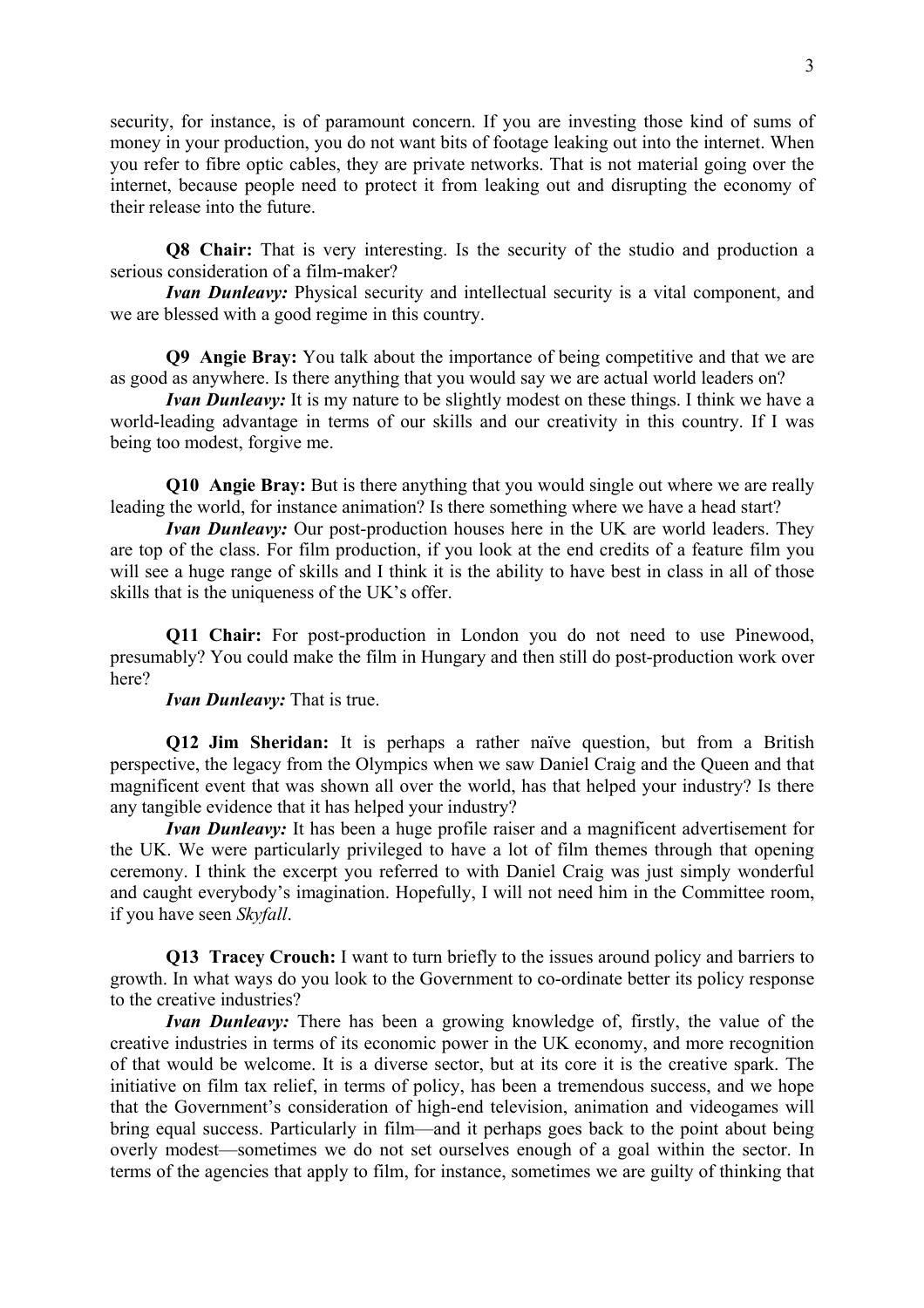security, for instance, is of paramount concern. If you are investing those kind of sums of money in your production, you do not want bits of footage leaking out into the internet. When you refer to fibre optic cables, they are private networks. That is not material going over the internet, because people need to protect it from leaking out and disrupting the economy of their release into the future.

**Q8 Chair:** That is very interesting. Is the security of the studio and production a serious consideration of a film-maker?

***Ivan Dunleavy:*** Physical security and intellectual security is a vital component, and we are blessed with a good regime in this country.

**Q9 Angie Bray:** You talk about the importance of being competitive and that we are as good as anywhere. Is there anything that you would say we are actual world leaders on?

***Ivan Dunleavy:*** It is my nature to be slightly modest on these things. I think we have a world-leading advantage in terms of our skills and our creativity in this country. If I was being too modest, forgive me.

**Q10 Angie Bray:** But is there anything that you would single out where we are really leading the world, for instance animation? Is there something where we have a head start?

***Ivan Dunleavy:*** Our post-production houses here in the UK are world leaders. They are top of the class. For film production, if you look at the end credits of a feature film you will see a huge range of skills and I think it is the ability to have best in class in all of those skills that is the uniqueness of the UK's offer.

**Q11 Chair:** For post-production in London you do not need to use Pinewood, presumably? You could make the film in Hungary and then still do post-production work over here?

***Ivan Dunleavy:*** That is true.

**Q12 Jim Sheridan:** It is perhaps a rather naïve question, but from a British perspective, the legacy from the Olympics when we saw Daniel Craig and the Queen and that magnificent event that was shown all over the world, has that helped your industry? Is there any tangible evidence that it has helped your industry?

***Ivan Dunleavy:*** It has been a huge profile raiser and a magnificent advertisement for the UK. We were particularly privileged to have a lot of film themes through that opening ceremony. I think the excerpt you referred to with Daniel Craig was just simply wonderful and caught everybody's imagination. Hopefully, I will not need him in the Committee room, if you have seen *Skyfall*.

**Q13 Tracey Crouch:** I want to turn briefly to the issues around policy and barriers to growth. In what ways do you look to the Government to co-ordinate better its policy response to the creative industries?

***Ivan Dunleavy:*** There has been a growing knowledge of, firstly, the value of the creative industries in terms of its economic power in the UK economy, and more recognition of that would be welcome. It is a diverse sector, but at its core it is the creative spark. The initiative on film tax relief, in terms of policy, has been a tremendous success, and we hope that the Government's consideration of high-end television, animation and videogames will bring equal success. Particularly in film—and it perhaps goes back to the point about being overly modest—sometimes we do not set ourselves enough of a goal within the sector. In terms of the agencies that apply to film, for instance, sometimes we are guilty of thinking that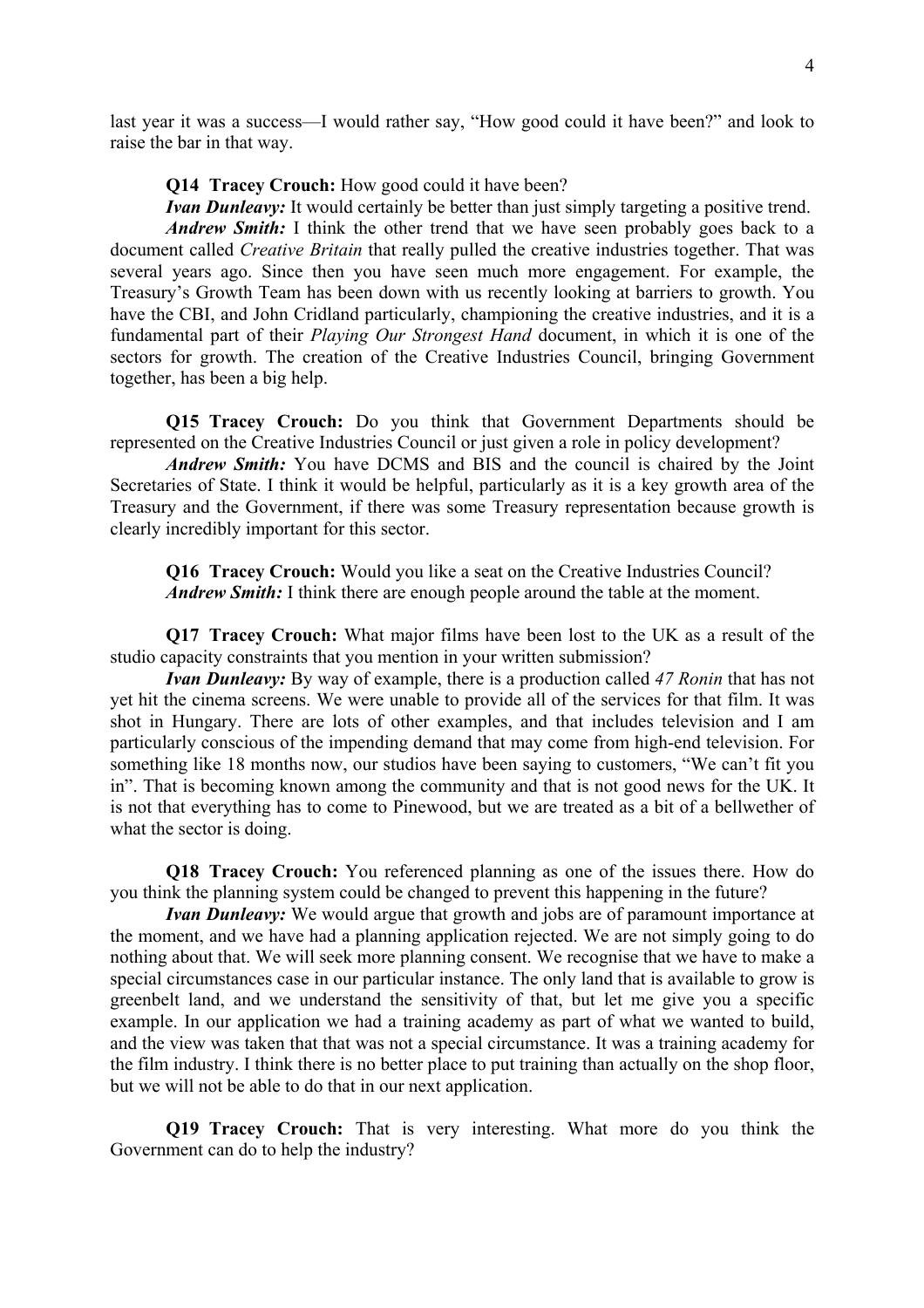last year it was a success—I would rather say, "How good could it have been?" and look to raise the bar in that way.

**Q14 Tracey Crouch:** How good could it have been?

***Ivan Dunleavy:*** It would certainly be better than just simply targeting a positive trend.

***Andrew Smith:*** I think the other trend that we have seen probably goes back to a document called *Creative Britain* that really pulled the creative industries together. That was several years ago. Since then you have seen much more engagement. For example, the Treasury's Growth Team has been down with us recently looking at barriers to growth. You have the CBI, and John Cridland particularly, championing the creative industries, and it is a fundamental part of their *Playing Our Strongest Hand* document, in which it is one of the sectors for growth. The creation of the Creative Industries Council, bringing Government together, has been a big help.

**Q15 Tracey Crouch:** Do you think that Government Departments should be represented on the Creative Industries Council or just given a role in policy development?

***Andrew Smith:*** You have DCMS and BIS and the council is chaired by the Joint Secretaries of State. I think it would be helpful, particularly as it is a key growth area of the Treasury and the Government, if there was some Treasury representation because growth is clearly incredibly important for this sector.

**Q16 Tracey Crouch:** Would you like a seat on the Creative Industries Council?

***Andrew Smith:*** I think there are enough people around the table at the moment.

**Q17 Tracey Crouch:** What major films have been lost to the UK as a result of the studio capacity constraints that you mention in your written submission?

***Ivan Dunleavy:*** By way of example, there is a production called *47 Ronin* that has not yet hit the cinema screens. We were unable to provide all of the services for that film. It was shot in Hungary. There are lots of other examples, and that includes television and I am particularly conscious of the impending demand that may come from high-end television. For something like 18 months now, our studios have been saying to customers, "We can't fit you in". That is becoming known among the community and that is not good news for the UK. It is not that everything has to come to Pinewood, but we are treated as a bit of a bellwether of what the sector is doing.

**Q18 Tracey Crouch:** You referenced planning as one of the issues there. How do you think the planning system could be changed to prevent this happening in the future?

***Ivan Dunleavy:*** We would argue that growth and jobs are of paramount importance at the moment, and we have had a planning application rejected. We are not simply going to do nothing about that. We will seek more planning consent. We recognise that we have to make a special circumstances case in our particular instance. The only land that is available to grow is greenbelt land, and we understand the sensitivity of that, but let me give you a specific example. In our application we had a training academy as part of what we wanted to build, and the view was taken that that was not a special circumstance. It was a training academy for the film industry. I think there is no better place to put training than actually on the shop floor, but we will not be able to do that in our next application.

**Q19 Tracey Crouch:** That is very interesting. What more do you think the Government can do to help the industry?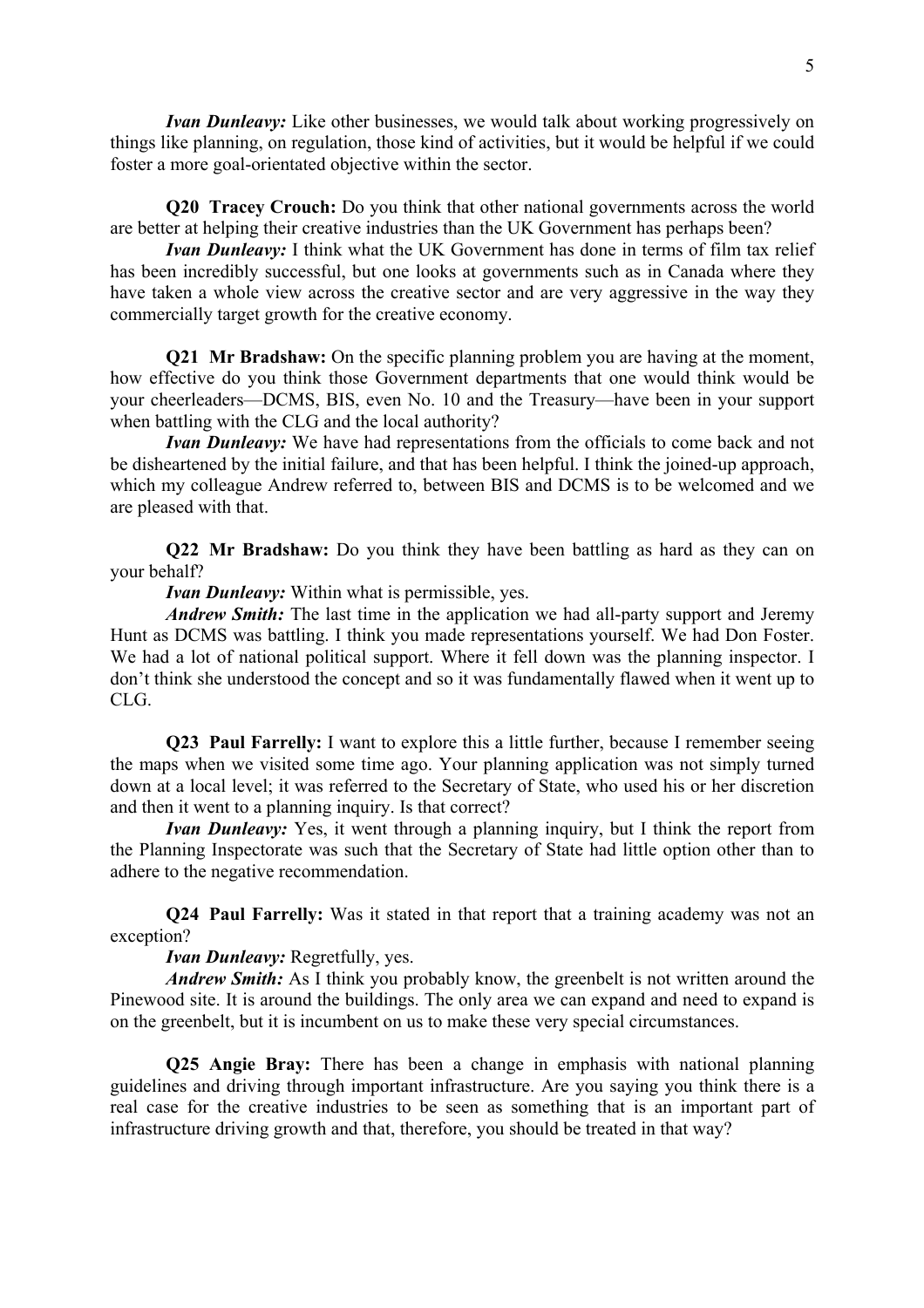*Ivan Dunleavy:* Like other businesses, we would talk about working progressively on things like planning, on regulation, those kind of activities, but it would be helpful if we could foster a more goal-orientated objective within the sector.

**Q20 Tracey Crouch:** Do you think that other national governments across the world are better at helping their creative industries than the UK Government has perhaps been?

*Ivan Dunleavy:* I think what the UK Government has done in terms of film tax relief has been incredibly successful, but one looks at governments such as in Canada where they have taken a whole view across the creative sector and are very aggressive in the way they commercially target growth for the creative economy.

**Q21 Mr Bradshaw:** On the specific planning problem you are having at the moment, how effective do you think those Government departments that one would think would be your cheerleaders—DCMS, BIS, even No. 10 and the Treasury—have been in your support when battling with the CLG and the local authority?

*Ivan Dunleavy:* We have had representations from the officials to come back and not be disheartened by the initial failure, and that has been helpful. I think the joined-up approach, which my colleague Andrew referred to, between BIS and DCMS is to be welcomed and we are pleased with that.

**Q22 Mr Bradshaw:** Do you think they have been battling as hard as they can on your behalf?

*Ivan Dunleavy:* Within what is permissible, yes.

*Andrew Smith:* The last time in the application we had all-party support and Jeremy Hunt as DCMS was battling. I think you made representations yourself. We had Don Foster. We had a lot of national political support. Where it fell down was the planning inspector. I don't think she understood the concept and so it was fundamentally flawed when it went up to CLG.

**Q23 Paul Farrelly:** I want to explore this a little further, because I remember seeing the maps when we visited some time ago. Your planning application was not simply turned down at a local level; it was referred to the Secretary of State, who used his or her discretion and then it went to a planning inquiry. Is that correct?

*Ivan Dunleavy:* Yes, it went through a planning inquiry, but I think the report from the Planning Inspectorate was such that the Secretary of State had little option other than to adhere to the negative recommendation.

**Q24 Paul Farrelly:** Was it stated in that report that a training academy was not an exception?

*Ivan Dunleavy:* Regretfully, yes.

*Andrew Smith:* As I think you probably know, the greenbelt is not written around the Pinewood site. It is around the buildings. The only area we can expand and need to expand is on the greenbelt, but it is incumbent on us to make these very special circumstances.

**Q25 Angie Bray:** There has been a change in emphasis with national planning guidelines and driving through important infrastructure. Are you saying you think there is a real case for the creative industries to be seen as something that is an important part of infrastructure driving growth and that, therefore, you should be treated in that way?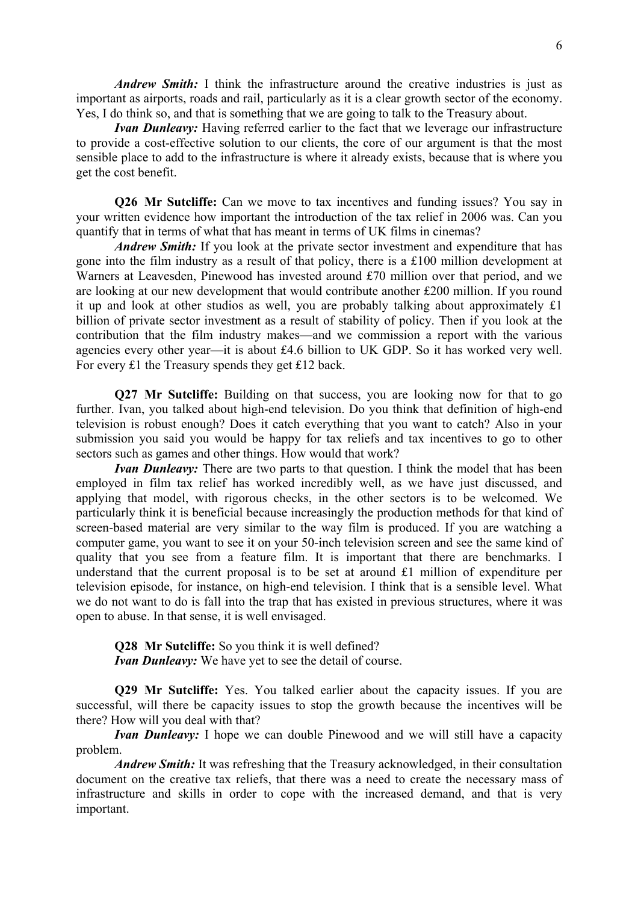*Andrew Smith:* I think the infrastructure around the creative industries is just as important as airports, roads and rail, particularly as it is a clear growth sector of the economy. Yes, I do think so, and that is something that we are going to talk to the Treasury about.

*Ivan Dunleavy:* Having referred earlier to the fact that we leverage our infrastructure to provide a cost-effective solution to our clients, the core of our argument is that the most sensible place to add to the infrastructure is where it already exists, because that is where you get the cost benefit.

**Q26 Mr Sutcliffe:** Can we move to tax incentives and funding issues? You say in your written evidence how important the introduction of the tax relief in 2006 was. Can you quantify that in terms of what that has meant in terms of UK films in cinemas?

*Andrew Smith:* If you look at the private sector investment and expenditure that has gone into the film industry as a result of that policy, there is a £100 million development at Warners at Leavesden, Pinewood has invested around £70 million over that period, and we are looking at our new development that would contribute another £200 million. If you round it up and look at other studios as well, you are probably talking about approximately £1 billion of private sector investment as a result of stability of policy. Then if you look at the contribution that the film industry makes—and we commission a report with the various agencies every other year—it is about £4.6 billion to UK GDP. So it has worked very well. For every £1 the Treasury spends they get £12 back.

**Q27 Mr Sutcliffe:** Building on that success, you are looking now for that to go further. Ivan, you talked about high-end television. Do you think that definition of high-end television is robust enough? Does it catch everything that you want to catch? Also in your submission you said you would be happy for tax reliefs and tax incentives to go to other sectors such as games and other things. How would that work?

*Ivan Dunleavy:* There are two parts to that question. I think the model that has been employed in film tax relief has worked incredibly well, as we have just discussed, and applying that model, with rigorous checks, in the other sectors is to be welcomed. We particularly think it is beneficial because increasingly the production methods for that kind of screen-based material are very similar to the way film is produced. If you are watching a computer game, you want to see it on your 50-inch television screen and see the same kind of quality that you see from a feature film. It is important that there are benchmarks. I understand that the current proposal is to be set at around £1 million of expenditure per television episode, for instance, on high-end television. I think that is a sensible level. What we do not want to do is fall into the trap that has existed in previous structures, where it was open to abuse. In that sense, it is well envisaged.

**Q28 Mr Sutcliffe:** So you think it is well defined?

*Ivan Dunleavy:* We have yet to see the detail of course.

**Q29 Mr Sutcliffe:** Yes. You talked earlier about the capacity issues. If you are successful, will there be capacity issues to stop the growth because the incentives will be there? How will you deal with that?

*Ivan Dunleavy:* I hope we can double Pinewood and we will still have a capacity problem.

*Andrew Smith:* It was refreshing that the Treasury acknowledged, in their consultation document on the creative tax reliefs, that there was a need to create the necessary mass of infrastructure and skills in order to cope with the increased demand, and that is very important.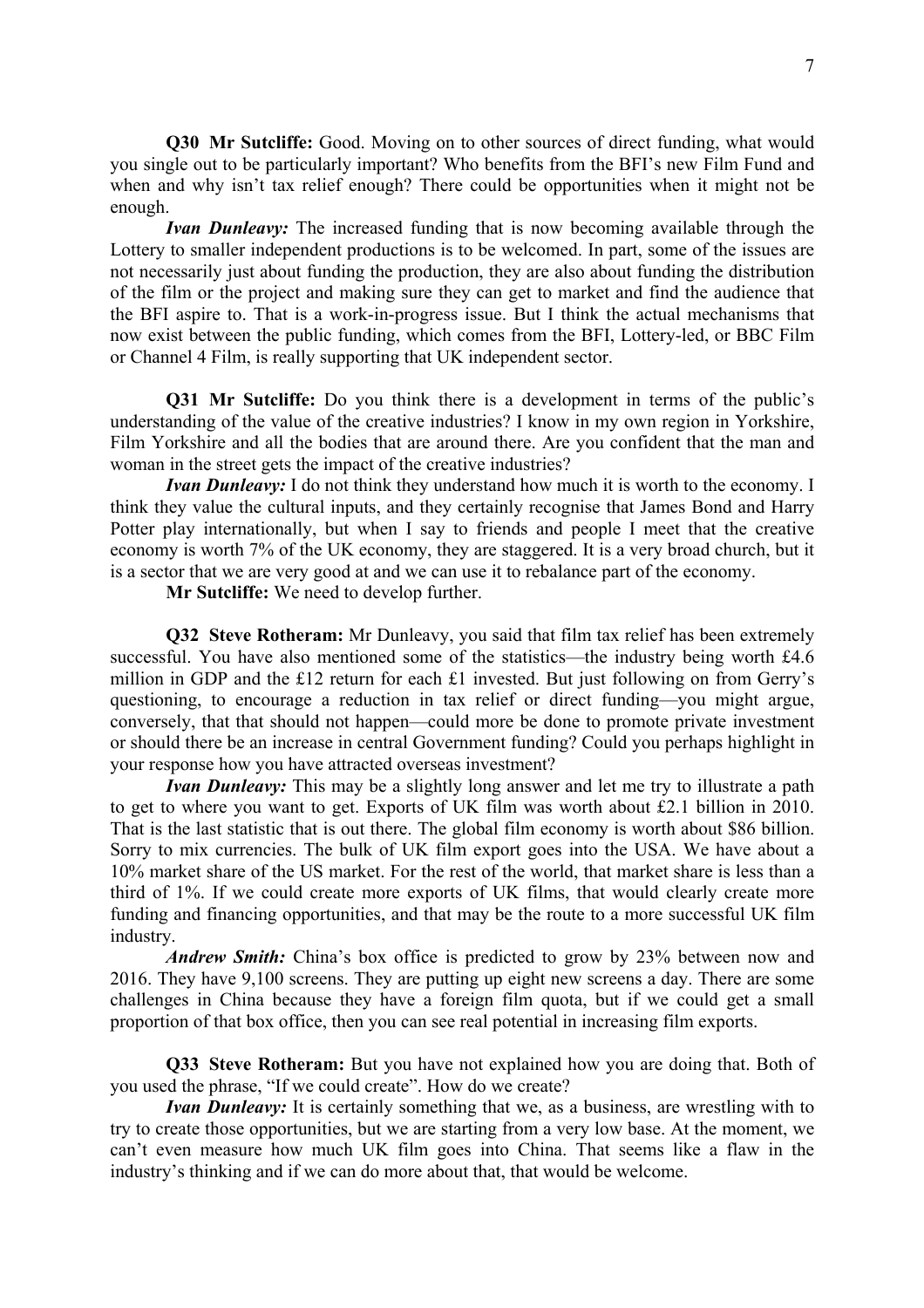**Q30 Mr Sutcliffe:** Good. Moving on to other sources of direct funding, what would you single out to be particularly important? Who benefits from the BFI's new Film Fund and when and why isn't tax relief enough? There could be opportunities when it might not be enough.

***Ivan Dunleavy:*** The increased funding that is now becoming available through the Lottery to smaller independent productions is to be welcomed. In part, some of the issues are not necessarily just about funding the production, they are also about funding the distribution of the film or the project and making sure they can get to market and find the audience that the BFI aspire to. That is a work-in-progress issue. But I think the actual mechanisms that now exist between the public funding, which comes from the BFI, Lottery-led, or BBC Film or Channel 4 Film, is really supporting that UK independent sector.

**Q31 Mr Sutcliffe:** Do you think there is a development in terms of the public's understanding of the value of the creative industries? I know in my own region in Yorkshire, Film Yorkshire and all the bodies that are around there. Are you confident that the man and woman in the street gets the impact of the creative industries?

***Ivan Dunleavy:*** I do not think they understand how much it is worth to the economy. I think they value the cultural inputs, and they certainly recognise that James Bond and Harry Potter play internationally, but when I say to friends and people I meet that the creative economy is worth 7% of the UK economy, they are staggered. It is a very broad church, but it is a sector that we are very good at and we can use it to rebalance part of the economy.

**Mr Sutcliffe:** We need to develop further.

**Q32 Steve Rotheram:** Mr Dunleavy, you said that film tax relief has been extremely successful. You have also mentioned some of the statistics—the industry being worth £4.6 million in GDP and the £12 return for each £1 invested. But just following on from Gerry's questioning, to encourage a reduction in tax relief or direct funding—you might argue, conversely, that that should not happen—could more be done to promote private investment or should there be an increase in central Government funding? Could you perhaps highlight in your response how you have attracted overseas investment?

***Ivan Dunleavy:*** This may be a slightly long answer and let me try to illustrate a path to get to where you want to get. Exports of UK film was worth about £2.1 billion in 2010. That is the last statistic that is out there. The global film economy is worth about $86 billion. Sorry to mix currencies. The bulk of UK film export goes into the USA. We have about a 10% market share of the US market. For the rest of the world, that market share is less than a third of 1%. If we could create more exports of UK films, that would clearly create more funding and financing opportunities, and that may be the route to a more successful UK film industry.

***Andrew Smith:*** China's box office is predicted to grow by 23% between now and 2016. They have 9,100 screens. They are putting up eight new screens a day. There are some challenges in China because they have a foreign film quota, but if we could get a small proportion of that box office, then you can see real potential in increasing film exports.

**Q33 Steve Rotheram:** But you have not explained how you are doing that. Both of you used the phrase, "If we could create". How do we create?

***Ivan Dunleavy:*** It is certainly something that we, as a business, are wrestling with to try to create those opportunities, but we are starting from a very low base. At the moment, we can't even measure how much UK film goes into China. That seems like a flaw in the industry's thinking and if we can do more about that, that would be welcome.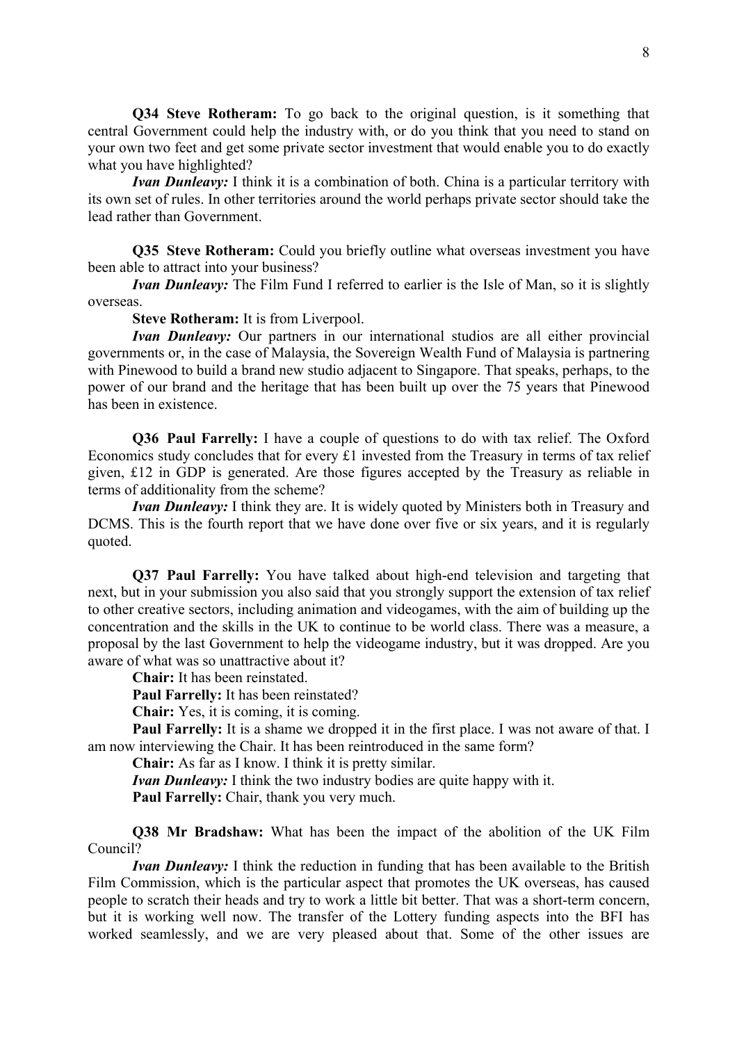**Q34 Steve Rotheram:** To go back to the original question, is it something that central Government could help the industry with, or do you think that you need to stand on your own two feet and get some private sector investment that would enable you to do exactly what you have highlighted?

*Ivan Dunleavy:* I think it is a combination of both. China is a particular territory with its own set of rules. In other territories around the world perhaps private sector should take the lead rather than Government.

**Q35 Steve Rotheram:** Could you briefly outline what overseas investment you have been able to attract into your business?

*Ivan Dunleavy:* The Film Fund I referred to earlier is the Isle of Man, so it is slightly overseas.

**Steve Rotheram:** It is from Liverpool.

*Ivan Dunleavy:* Our partners in our international studios are all either provincial governments or, in the case of Malaysia, the Sovereign Wealth Fund of Malaysia is partnering with Pinewood to build a brand new studio adjacent to Singapore. That speaks, perhaps, to the power of our brand and the heritage that has been built up over the 75 years that Pinewood has been in existence.

**Q36 Paul Farrelly:** I have a couple of questions to do with tax relief. The Oxford Economics study concludes that for every £1 invested from the Treasury in terms of tax relief given, £12 in GDP is generated. Are those figures accepted by the Treasury as reliable in terms of additionality from the scheme?

*Ivan Dunleavy:* I think they are. It is widely quoted by Ministers both in Treasury and DCMS. This is the fourth report that we have done over five or six years, and it is regularly quoted.

**Q37 Paul Farrelly:** You have talked about high-end television and targeting that next, but in your submission you also said that you strongly support the extension of tax relief to other creative sectors, including animation and videogames, with the aim of building up the concentration and the skills in the UK to continue to be world class. There was a measure, a proposal by the last Government to help the videogame industry, but it was dropped. Are you aware of what was so unattractive about it?

**Chair:** It has been reinstated.

**Paul Farrelly:** It has been reinstated?

**Chair:** Yes, it is coming, it is coming.

**Paul Farrelly:** It is a shame we dropped it in the first place. I was not aware of that. I am now interviewing the Chair. It has been reintroduced in the same form?

**Chair:** As far as I know. I think it is pretty similar.

*Ivan Dunleavy:* I think the two industry bodies are quite happy with it.

**Paul Farrelly:** Chair, thank you very much.

**Q38 Mr Bradshaw:** What has been the impact of the abolition of the UK Film Council?

*Ivan Dunleavy:* I think the reduction in funding that has been available to the British Film Commission, which is the particular aspect that promotes the UK overseas, has caused people to scratch their heads and try to work a little bit better. That was a short-term concern, but it is working well now. The transfer of the Lottery funding aspects into the BFI has worked seamlessly, and we are very pleased about that. Some of the other issues are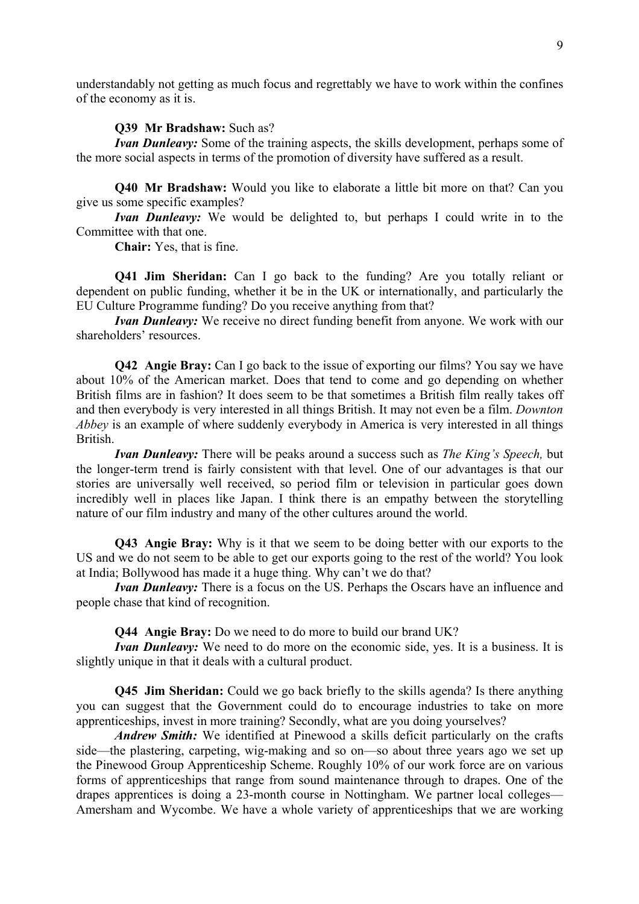understandably not getting as much focus and regrettably we have to work within the confines of the economy as it is.

**Q39 Mr Bradshaw:** Such as?

***Ivan Dunleavy:*** Some of the training aspects, the skills development, perhaps some of the more social aspects in terms of the promotion of diversity have suffered as a result.

**Q40 Mr Bradshaw:** Would you like to elaborate a little bit more on that? Can you give us some specific examples?

***Ivan Dunleavy:*** We would be delighted to, but perhaps I could write in to the Committee with that one.

**Chair:** Yes, that is fine.

**Q41 Jim Sheridan:** Can I go back to the funding? Are you totally reliant or dependent on public funding, whether it be in the UK or internationally, and particularly the EU Culture Programme funding? Do you receive anything from that?

***Ivan Dunleavy:*** We receive no direct funding benefit from anyone. We work with our shareholders' resources.

**Q42 Angie Bray:** Can I go back to the issue of exporting our films? You say we have about 10% of the American market. Does that tend to come and go depending on whether British films are in fashion? It does seem to be that sometimes a British film really takes off and then everybody is very interested in all things British. It may not even be a film. *Downton Abbey* is an example of where suddenly everybody in America is very interested in all things British.

***Ivan Dunleavy:*** There will be peaks around a success such as *The King's Speech,* but the longer-term trend is fairly consistent with that level. One of our advantages is that our stories are universally well received, so period film or television in particular goes down incredibly well in places like Japan. I think there is an empathy between the storytelling nature of our film industry and many of the other cultures around the world.

**Q43 Angie Bray:** Why is it that we seem to be doing better with our exports to the US and we do not seem to be able to get our exports going to the rest of the world? You look at India; Bollywood has made it a huge thing. Why can't we do that?

***Ivan Dunleavy:*** There is a focus on the US. Perhaps the Oscars have an influence and people chase that kind of recognition.

**Q44 Angie Bray:** Do we need to do more to build our brand UK?

***Ivan Dunleavy:*** We need to do more on the economic side, yes. It is a business. It is slightly unique in that it deals with a cultural product.

**Q45 Jim Sheridan:** Could we go back briefly to the skills agenda? Is there anything you can suggest that the Government could do to encourage industries to take on more apprenticeships, invest in more training? Secondly, what are you doing yourselves?

***Andrew Smith:*** We identified at Pinewood a skills deficit particularly on the crafts side—the plastering, carpeting, wig-making and so on—so about three years ago we set up the Pinewood Group Apprenticeship Scheme. Roughly 10% of our work force are on various forms of apprenticeships that range from sound maintenance through to drapes. One of the drapes apprentices is doing a 23-month course in Nottingham. We partner local colleges—Amersham and Wycombe. We have a whole variety of apprenticeships that we are working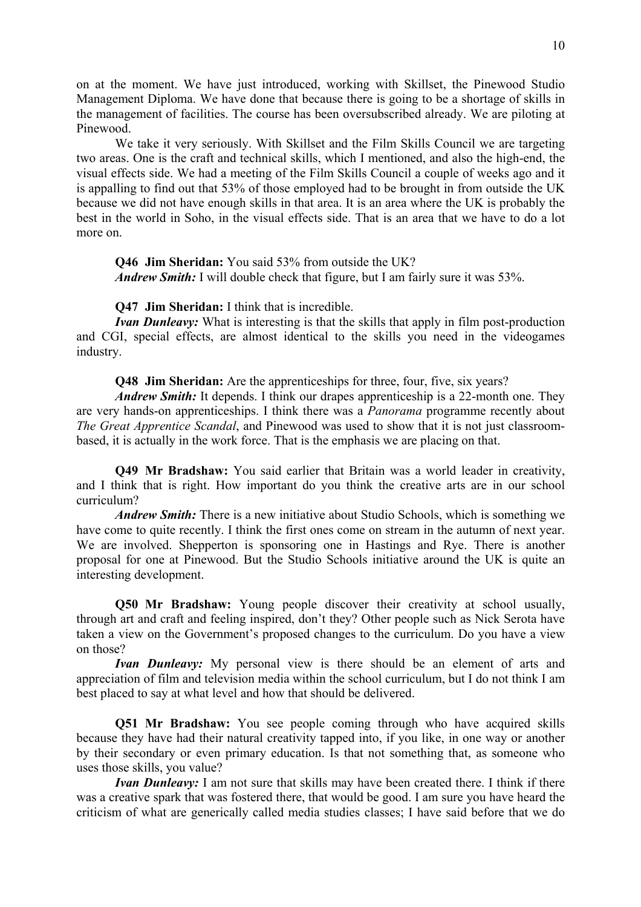on at the moment. We have just introduced, working with Skillset, the Pinewood Studio Management Diploma. We have done that because there is going to be a shortage of skills in the management of facilities. The course has been oversubscribed already. We are piloting at Pinewood.

We take it very seriously. With Skillset and the Film Skills Council we are targeting two areas. One is the craft and technical skills, which I mentioned, and also the high-end, the visual effects side. We had a meeting of the Film Skills Council a couple of weeks ago and it is appalling to find out that 53% of those employed had to be brought in from outside the UK because we did not have enough skills in that area. It is an area where the UK is probably the best in the world in Soho, in the visual effects side. That is an area that we have to do a lot more on.

**Q46 Jim Sheridan:** You said 53% from outside the UK?
***Andrew Smith:*** I will double check that figure, but I am fairly sure it was 53%.

**Q47 Jim Sheridan:** I think that is incredible.
***Ivan Dunleavy:*** What is interesting is that the skills that apply in film post-production and CGI, special effects, are almost identical to the skills you need in the videogames industry.

**Q48 Jim Sheridan:** Are the apprenticeships for three, four, five, six years?
***Andrew Smith:*** It depends. I think our drapes apprenticeship is a 22-month one. They are very hands-on apprenticeships. I think there was a *Panorama* programme recently about *The Great Apprentice Scandal*, and Pinewood was used to show that it is not just classroom-based, it is actually in the work force. That is the emphasis we are placing on that.

**Q49 Mr Bradshaw:** You said earlier that Britain was a world leader in creativity, and I think that is right. How important do you think the creative arts are in our school curriculum?
***Andrew Smith:*** There is a new initiative about Studio Schools, which is something we have come to quite recently. I think the first ones come on stream in the autumn of next year. We are involved. Shepperton is sponsoring one in Hastings and Rye. There is another proposal for one at Pinewood. But the Studio Schools initiative around the UK is quite an interesting development.

**Q50 Mr Bradshaw:** Young people discover their creativity at school usually, through art and craft and feeling inspired, don't they? Other people such as Nick Serota have taken a view on the Government's proposed changes to the curriculum. Do you have a view on those?
***Ivan Dunleavy:*** My personal view is there should be an element of arts and appreciation of film and television media within the school curriculum, but I do not think I am best placed to say at what level and how that should be delivered.

**Q51 Mr Bradshaw:** You see people coming through who have acquired skills because they have had their natural creativity tapped into, if you like, in one way or another by their secondary or even primary education. Is that not something that, as someone who uses those skills, you value?
***Ivan Dunleavy:*** I am not sure that skills may have been created there. I think if there was a creative spark that was fostered there, that would be good. I am sure you have heard the criticism of what are generically called media studies classes; I have said before that we do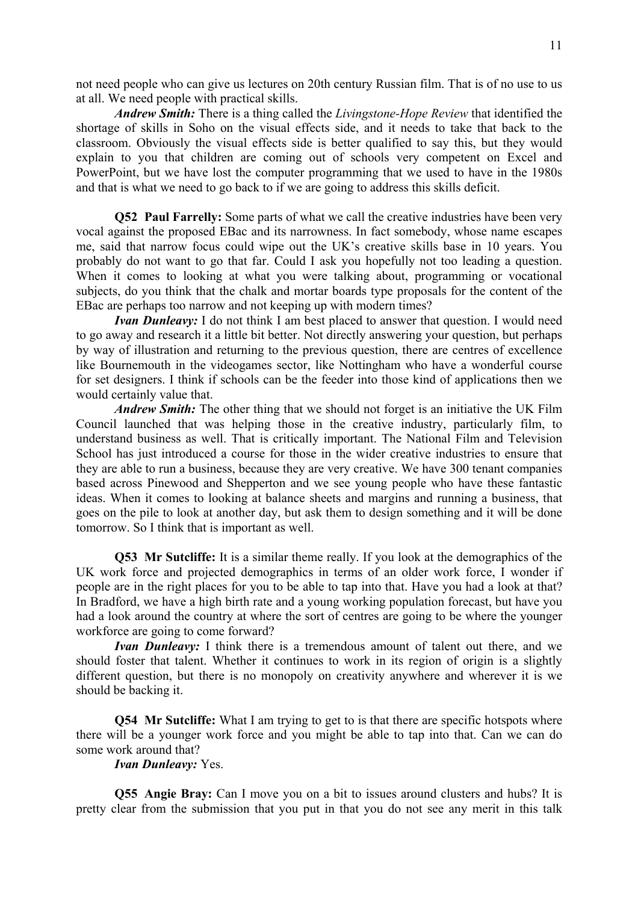not need people who can give us lectures on 20th century Russian film. That is of no use to us at all. We need people with practical skills.

***Andrew Smith:*** There is a thing called the *Livingstone-Hope Review* that identified the shortage of skills in Soho on the visual effects side, and it needs to take that back to the classroom. Obviously the visual effects side is better qualified to say this, but they would explain to you that children are coming out of schools very competent on Excel and PowerPoint, but we have lost the computer programming that we used to have in the 1980s and that is what we need to go back to if we are going to address this skills deficit.

**Q52 Paul Farrelly:** Some parts of what we call the creative industries have been very vocal against the proposed EBac and its narrowness. In fact somebody, whose name escapes me, said that narrow focus could wipe out the UK's creative skills base in 10 years. You probably do not want to go that far. Could I ask you hopefully not too leading a question. When it comes to looking at what you were talking about, programming or vocational subjects, do you think that the chalk and mortar boards type proposals for the content of the EBac are perhaps too narrow and not keeping up with modern times?

***Ivan Dunleavy:*** I do not think I am best placed to answer that question. I would need to go away and research it a little bit better. Not directly answering your question, but perhaps by way of illustration and returning to the previous question, there are centres of excellence like Bournemouth in the videogames sector, like Nottingham who have a wonderful course for set designers. I think if schools can be the feeder into those kind of applications then we would certainly value that.

***Andrew Smith:*** The other thing that we should not forget is an initiative the UK Film Council launched that was helping those in the creative industry, particularly film, to understand business as well. That is critically important. The National Film and Television School has just introduced a course for those in the wider creative industries to ensure that they are able to run a business, because they are very creative. We have 300 tenant companies based across Pinewood and Shepperton and we see young people who have these fantastic ideas. When it comes to looking at balance sheets and margins and running a business, that goes on the pile to look at another day, but ask them to design something and it will be done tomorrow. So I think that is important as well.

**Q53 Mr Sutcliffe:** It is a similar theme really. If you look at the demographics of the UK work force and projected demographics in terms of an older work force, I wonder if people are in the right places for you to be able to tap into that. Have you had a look at that? In Bradford, we have a high birth rate and a young working population forecast, but have you had a look around the country at where the sort of centres are going to be where the younger workforce are going to come forward?

***Ivan Dunleavy:*** I think there is a tremendous amount of talent out there, and we should foster that talent. Whether it continues to work in its region of origin is a slightly different question, but there is no monopoly on creativity anywhere and wherever it is we should be backing it.

**Q54 Mr Sutcliffe:** What I am trying to get to is that there are specific hotspots where there will be a younger work force and you might be able to tap into that. Can we can do some work around that?

***Ivan Dunleavy:*** Yes.

**Q55 Angie Bray:** Can I move you on a bit to issues around clusters and hubs? It is pretty clear from the submission that you put in that you do not see any merit in this talk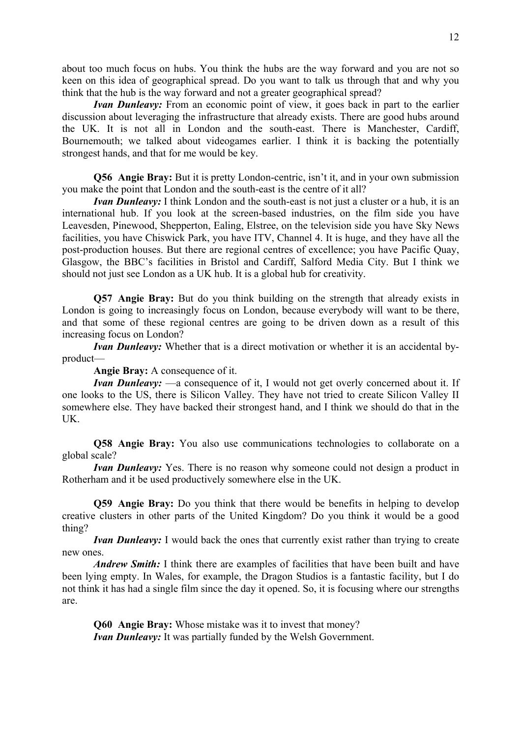about too much focus on hubs. You think the hubs are the way forward and you are not so keen on this idea of geographical spread. Do you want to talk us through that and why you think that the hub is the way forward and not a greater geographical spread?

*Ivan Dunleavy:* From an economic point of view, it goes back in part to the earlier discussion about leveraging the infrastructure that already exists. There are good hubs around the UK. It is not all in London and the south-east. There is Manchester, Cardiff, Bournemouth; we talked about videogames earlier. I think it is backing the potentially strongest hands, and that for me would be key.

**Q56 Angie Bray:** But it is pretty London-centric, isn't it, and in your own submission you make the point that London and the south-east is the centre of it all?

*Ivan Dunleavy:* I think London and the south-east is not just a cluster or a hub, it is an international hub. If you look at the screen-based industries, on the film side you have Leavesden, Pinewood, Shepperton, Ealing, Elstree, on the television side you have Sky News facilities, you have Chiswick Park, you have ITV, Channel 4. It is huge, and they have all the post-production houses. But there are regional centres of excellence; you have Pacific Quay, Glasgow, the BBC's facilities in Bristol and Cardiff, Salford Media City. But I think we should not just see London as a UK hub. It is a global hub for creativity.

**Q57 Angie Bray:** But do you think building on the strength that already exists in London is going to increasingly focus on London, because everybody will want to be there, and that some of these regional centres are going to be driven down as a result of this increasing focus on London?

*Ivan Dunleavy:* Whether that is a direct motivation or whether it is an accidental by-product—

**Angie Bray:** A consequence of it.

*Ivan Dunleavy:* —a consequence of it, I would not get overly concerned about it. If one looks to the US, there is Silicon Valley. They have not tried to create Silicon Valley II somewhere else. They have backed their strongest hand, and I think we should do that in the UK.

**Q58 Angie Bray:** You also use communications technologies to collaborate on a global scale?

*Ivan Dunleavy:* Yes. There is no reason why someone could not design a product in Rotherham and it be used productively somewhere else in the UK.

**Q59 Angie Bray:** Do you think that there would be benefits in helping to develop creative clusters in other parts of the United Kingdom? Do you think it would be a good thing?

*Ivan Dunleavy:* I would back the ones that currently exist rather than trying to create new ones.

*Andrew Smith:* I think there are examples of facilities that have been built and have been lying empty. In Wales, for example, the Dragon Studios is a fantastic facility, but I do not think it has had a single film since the day it opened. So, it is focusing where our strengths are.

**Q60 Angie Bray:** Whose mistake was it to invest that money?

*Ivan Dunleavy:* It was partially funded by the Welsh Government.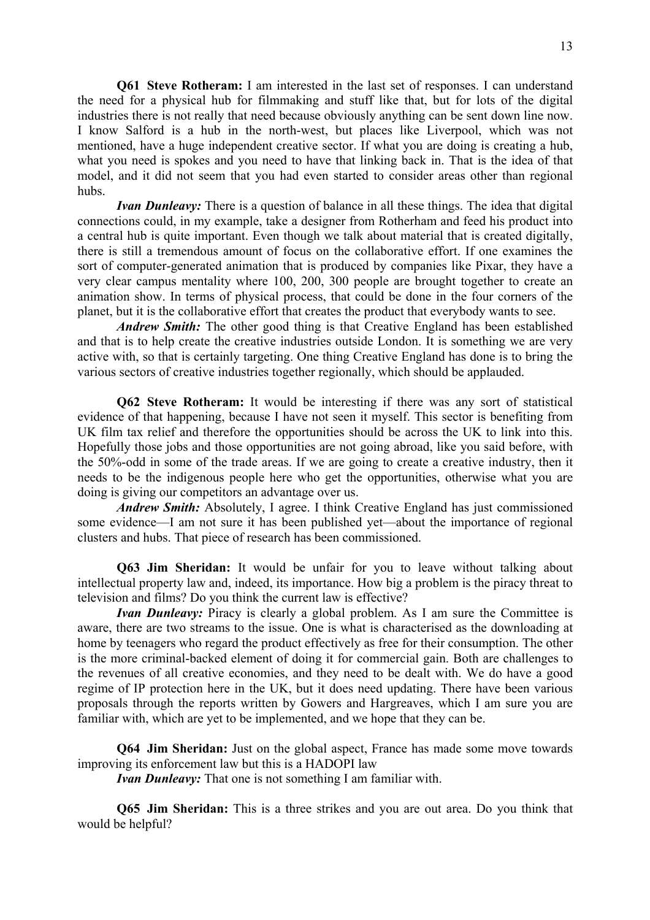**Q61 Steve Rotheram:** I am interested in the last set of responses. I can understand the need for a physical hub for filmmaking and stuff like that, but for lots of the digital industries there is not really that need because obviously anything can be sent down line now. I know Salford is a hub in the north-west, but places like Liverpool, which was not mentioned, have a huge independent creative sector. If what you are doing is creating a hub, what you need is spokes and you need to have that linking back in. That is the idea of that model, and it did not seem that you had even started to consider areas other than regional hubs.

***Ivan Dunleavy:*** There is a question of balance in all these things. The idea that digital connections could, in my example, take a designer from Rotherham and feed his product into a central hub is quite important. Even though we talk about material that is created digitally, there is still a tremendous amount of focus on the collaborative effort. If one examines the sort of computer-generated animation that is produced by companies like Pixar, they have a very clear campus mentality where 100, 200, 300 people are brought together to create an animation show. In terms of physical process, that could be done in the four corners of the planet, but it is the collaborative effort that creates the product that everybody wants to see.

***Andrew Smith:*** The other good thing is that Creative England has been established and that is to help create the creative industries outside London. It is something we are very active with, so that is certainly targeting. One thing Creative England has done is to bring the various sectors of creative industries together regionally, which should be applauded.

**Q62 Steve Rotheram:** It would be interesting if there was any sort of statistical evidence of that happening, because I have not seen it myself. This sector is benefiting from UK film tax relief and therefore the opportunities should be across the UK to link into this. Hopefully those jobs and those opportunities are not going abroad, like you said before, with the 50%-odd in some of the trade areas. If we are going to create a creative industry, then it needs to be the indigenous people here who get the opportunities, otherwise what you are doing is giving our competitors an advantage over us.

***Andrew Smith:*** Absolutely, I agree. I think Creative England has just commissioned some evidence—I am not sure it has been published yet—about the importance of regional clusters and hubs. That piece of research has been commissioned.

**Q63 Jim Sheridan:** It would be unfair for you to leave without talking about intellectual property law and, indeed, its importance. How big a problem is the piracy threat to television and films? Do you think the current law is effective?

***Ivan Dunleavy:*** Piracy is clearly a global problem. As I am sure the Committee is aware, there are two streams to the issue. One is what is characterised as the downloading at home by teenagers who regard the product effectively as free for their consumption. The other is the more criminal-backed element of doing it for commercial gain. Both are challenges to the revenues of all creative economies, and they need to be dealt with. We do have a good regime of IP protection here in the UK, but it does need updating. There have been various proposals through the reports written by Gowers and Hargreaves, which I am sure you are familiar with, which are yet to be implemented, and we hope that they can be.

**Q64 Jim Sheridan:** Just on the global aspect, France has made some move towards improving its enforcement law but this is a HADOPI law

***Ivan Dunleavy:*** That one is not something I am familiar with.

**Q65 Jim Sheridan:** This is a three strikes and you are out area. Do you think that would be helpful?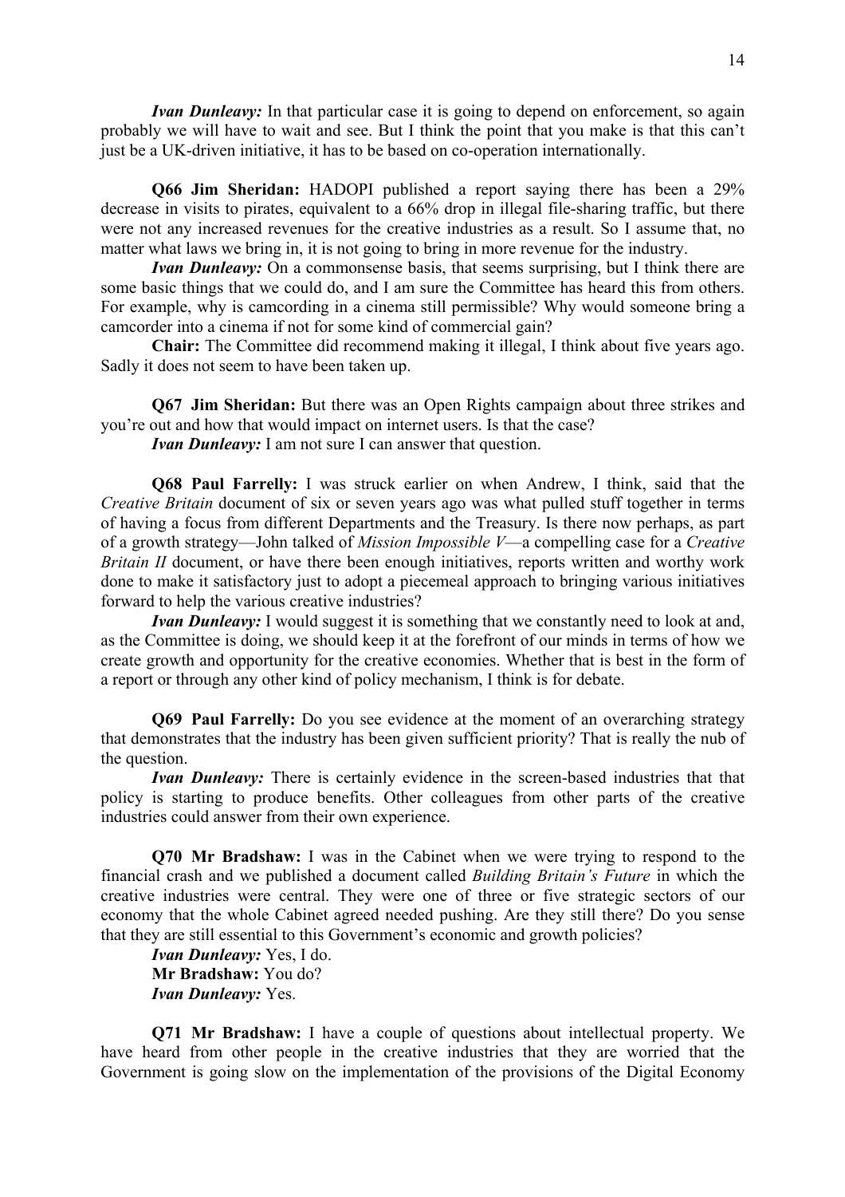***Ivan Dunleavy:*** In that particular case it is going to depend on enforcement, so again probably we will have to wait and see. But I think the point that you make is that this can't just be a UK-driven initiative, it has to be based on co-operation internationally.

**Q66 Jim Sheridan:** HADOPI published a report saying there has been a 29% decrease in visits to pirates, equivalent to a 66% drop in illegal file-sharing traffic, but there were not any increased revenues for the creative industries as a result. So I assume that, no matter what laws we bring in, it is not going to bring in more revenue for the industry.

***Ivan Dunleavy:*** On a commonsense basis, that seems surprising, but I think there are some basic things that we could do, and I am sure the Committee has heard this from others. For example, why is camcording in a cinema still permissible? Why would someone bring a camcorder into a cinema if not for some kind of commercial gain?

**Chair:** The Committee did recommend making it illegal, I think about five years ago. Sadly it does not seem to have been taken up.

**Q67 Jim Sheridan:** But there was an Open Rights campaign about three strikes and you're out and how that would impact on internet users. Is that the case?

***Ivan Dunleavy:*** I am not sure I can answer that question.

**Q68 Paul Farrelly:** I was struck earlier on when Andrew, I think, said that the *Creative Britain* document of six or seven years ago was what pulled stuff together in terms of having a focus from different Departments and the Treasury. Is there now perhaps, as part of a growth strategy—John talked of *Mission Impossible V*—a compelling case for a *Creative Britain II* document, or have there been enough initiatives, reports written and worthy work done to make it satisfactory just to adopt a piecemeal approach to bringing various initiatives forward to help the various creative industries?

***Ivan Dunleavy:*** I would suggest it is something that we constantly need to look at and, as the Committee is doing, we should keep it at the forefront of our minds in terms of how we create growth and opportunity for the creative economies. Whether that is best in the form of a report or through any other kind of policy mechanism, I think is for debate.

**Q69 Paul Farrelly:** Do you see evidence at the moment of an overarching strategy that demonstrates that the industry has been given sufficient priority? That is really the nub of the question.

***Ivan Dunleavy:*** There is certainly evidence in the screen-based industries that that policy is starting to produce benefits. Other colleagues from other parts of the creative industries could answer from their own experience.

**Q70 Mr Bradshaw:** I was in the Cabinet when we were trying to respond to the financial crash and we published a document called *Building Britain's Future* in which the creative industries were central. They were one of three or five strategic sectors of our economy that the whole Cabinet agreed needed pushing. Are they still there? Do you sense that they are still essential to this Government's economic and growth policies?

***Ivan Dunleavy:*** Yes, I do.

**Mr Bradshaw:** You do?

***Ivan Dunleavy:*** Yes.

**Q71 Mr Bradshaw:** I have a couple of questions about intellectual property. We have heard from other people in the creative industries that they are worried that the Government is going slow on the implementation of the provisions of the Digital Economy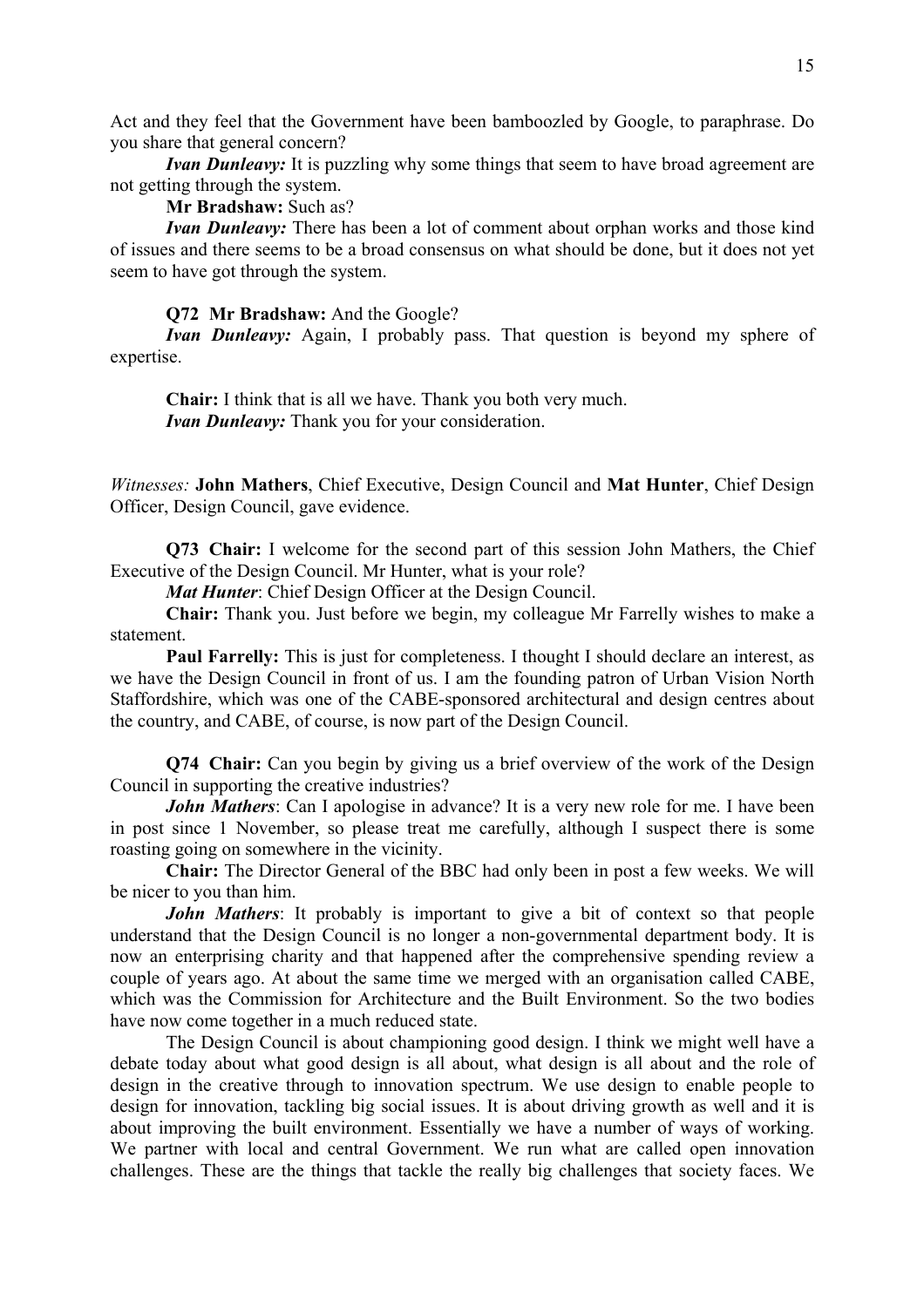Act and they feel that the Government have been bamboozled by Google, to paraphrase. Do you share that general concern?

***Ivan Dunleavy:*** It is puzzling why some things that seem to have broad agreement are not getting through the system.

**Mr Bradshaw:** Such as?

***Ivan Dunleavy:*** There has been a lot of comment about orphan works and those kind of issues and there seems to be a broad consensus on what should be done, but it does not yet seem to have got through the system.

**Q72 Mr Bradshaw:** And the Google?

***Ivan Dunleavy:*** Again, I probably pass. That question is beyond my sphere of expertise.

**Chair:** I think that is all we have. Thank you both very much.

***Ivan Dunleavy:*** Thank you for your consideration.

*Witnesses:* **John Mathers**, Chief Executive, Design Council and **Mat Hunter**, Chief Design Officer, Design Council, gave evidence.

**Q73 Chair:** I welcome for the second part of this session John Mathers, the Chief Executive of the Design Council. Mr Hunter, what is your role?

***Mat Hunter***: Chief Design Officer at the Design Council.

**Chair:** Thank you. Just before we begin, my colleague Mr Farrelly wishes to make a statement.

**Paul Farrelly:** This is just for completeness. I thought I should declare an interest, as we have the Design Council in front of us. I am the founding patron of Urban Vision North Staffordshire, which was one of the CABE-sponsored architectural and design centres about the country, and CABE, of course, is now part of the Design Council.

**Q74 Chair:** Can you begin by giving us a brief overview of the work of the Design Council in supporting the creative industries?

***John Mathers***: Can I apologise in advance? It is a very new role for me. I have been in post since 1 November, so please treat me carefully, although I suspect there is some roasting going on somewhere in the vicinity.

**Chair:** The Director General of the BBC had only been in post a few weeks. We will be nicer to you than him.

***John Mathers***: It probably is important to give a bit of context so that people understand that the Design Council is no longer a non-governmental department body. It is now an enterprising charity and that happened after the comprehensive spending review a couple of years ago. At about the same time we merged with an organisation called CABE, which was the Commission for Architecture and the Built Environment. So the two bodies have now come together in a much reduced state.

The Design Council is about championing good design. I think we might well have a debate today about what good design is all about, what design is all about and the role of design in the creative through to innovation spectrum. We use design to enable people to design for innovation, tackling big social issues. It is about driving growth as well and it is about improving the built environment. Essentially we have a number of ways of working. We partner with local and central Government. We run what are called open innovation challenges. These are the things that tackle the really big challenges that society faces. We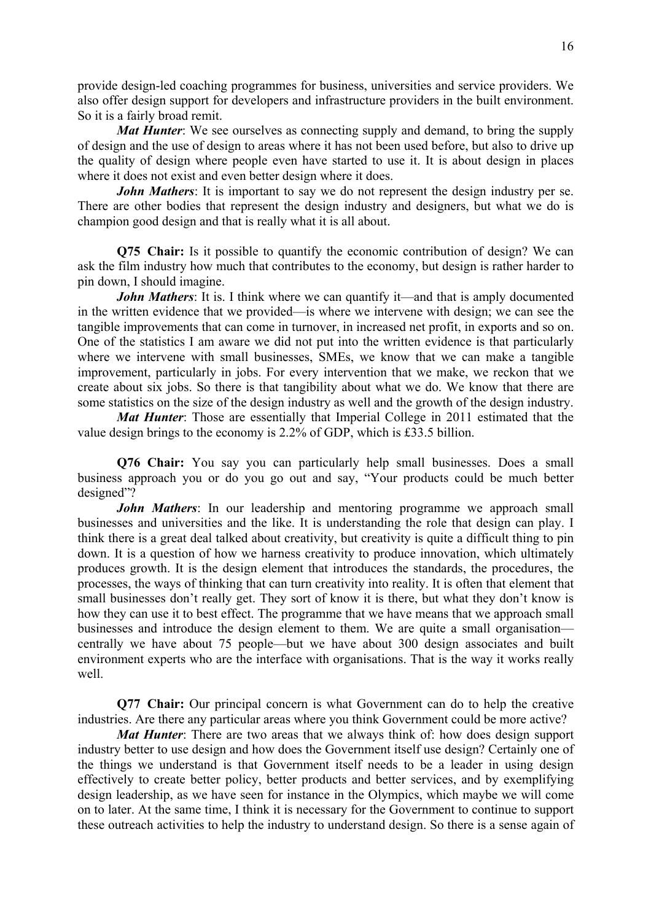provide design-led coaching programmes for business, universities and service providers. We also offer design support for developers and infrastructure providers in the built environment. So it is a fairly broad remit.

***Mat Hunter***: We see ourselves as connecting supply and demand, to bring the supply of design and the use of design to areas where it has not been used before, but also to drive up the quality of design where people even have started to use it. It is about design in places where it does not exist and even better design where it does.

***John Mathers***: It is important to say we do not represent the design industry per se. There are other bodies that represent the design industry and designers, but what we do is champion good design and that is really what it is all about.

**Q75 Chair:** Is it possible to quantify the economic contribution of design? We can ask the film industry how much that contributes to the economy, but design is rather harder to pin down, I should imagine.

***John Mathers***: It is. I think where we can quantify it—and that is amply documented in the written evidence that we provided—is where we intervene with design; we can see the tangible improvements that can come in turnover, in increased net profit, in exports and so on. One of the statistics I am aware we did not put into the written evidence is that particularly where we intervene with small businesses, SMEs, we know that we can make a tangible improvement, particularly in jobs. For every intervention that we make, we reckon that we create about six jobs. So there is that tangibility about what we do. We know that there are some statistics on the size of the design industry as well and the growth of the design industry.

***Mat Hunter***: Those are essentially that Imperial College in 2011 estimated that the value design brings to the economy is 2.2% of GDP, which is £33.5 billion.

**Q76 Chair:** You say you can particularly help small businesses. Does a small business approach you or do you go out and say, "Your products could be much better designed"?

***John Mathers***: In our leadership and mentoring programme we approach small businesses and universities and the like. It is understanding the role that design can play. I think there is a great deal talked about creativity, but creativity is quite a difficult thing to pin down. It is a question of how we harness creativity to produce innovation, which ultimately produces growth. It is the design element that introduces the standards, the procedures, the processes, the ways of thinking that can turn creativity into reality. It is often that element that small businesses don't really get. They sort of know it is there, but what they don't know is how they can use it to best effect. The programme that we have means that we approach small businesses and introduce the design element to them. We are quite a small organisation—centrally we have about 75 people—but we have about 300 design associates and built environment experts who are the interface with organisations. That is the way it works really well.

**Q77 Chair:** Our principal concern is what Government can do to help the creative industries. Are there any particular areas where you think Government could be more active?

***Mat Hunter***: There are two areas that we always think of: how does design support industry better to use design and how does the Government itself use design? Certainly one of the things we understand is that Government itself needs to be a leader in using design effectively to create better policy, better products and better services, and by exemplifying design leadership, as we have seen for instance in the Olympics, which maybe we will come on to later. At the same time, I think it is necessary for the Government to continue to support these outreach activities to help the industry to understand design. So there is a sense again of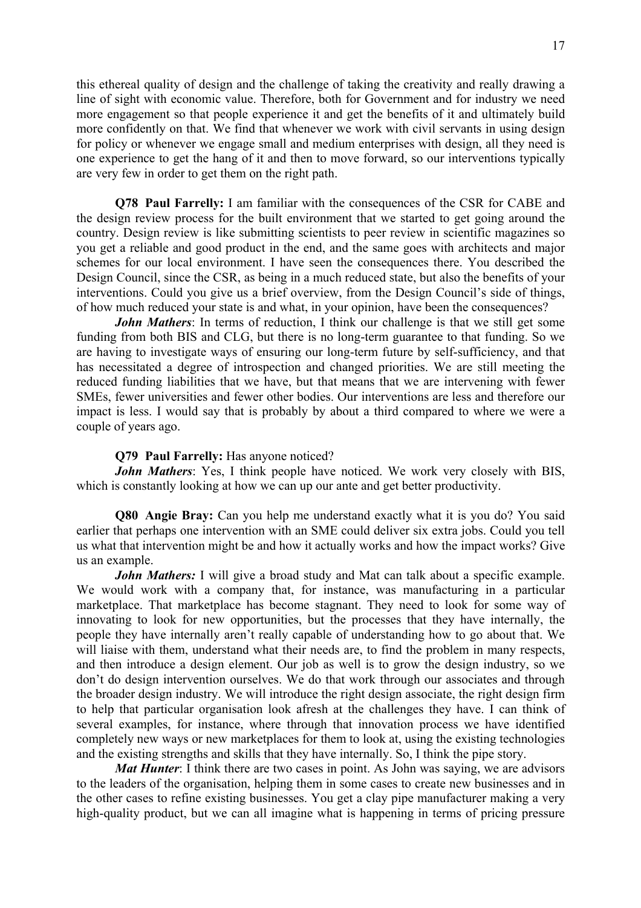this ethereal quality of design and the challenge of taking the creativity and really drawing a line of sight with economic value. Therefore, both for Government and for industry we need more engagement so that people experience it and get the benefits of it and ultimately build more confidently on that. We find that whenever we work with civil servants in using design for policy or whenever we engage small and medium enterprises with design, all they need is one experience to get the hang of it and then to move forward, so our interventions typically are very few in order to get them on the right path.

**Q78 Paul Farrelly:** I am familiar with the consequences of the CSR for CABE and the design review process for the built environment that we started to get going around the country. Design review is like submitting scientists to peer review in scientific magazines so you get a reliable and good product in the end, and the same goes with architects and major schemes for our local environment. I have seen the consequences there. You described the Design Council, since the CSR, as being in a much reduced state, but also the benefits of your interventions. Could you give us a brief overview, from the Design Council's side of things, of how much reduced your state is and what, in your opinion, have been the consequences?

***John Mathers***: In terms of reduction, I think our challenge is that we still get some funding from both BIS and CLG, but there is no long-term guarantee to that funding. So we are having to investigate ways of ensuring our long-term future by self-sufficiency, and that has necessitated a degree of introspection and changed priorities. We are still meeting the reduced funding liabilities that we have, but that means that we are intervening with fewer SMEs, fewer universities and fewer other bodies. Our interventions are less and therefore our impact is less. I would say that is probably by about a third compared to where we were a couple of years ago.

**Q79 Paul Farrelly:** Has anyone noticed?

***John Mathers***: Yes, I think people have noticed. We work very closely with BIS, which is constantly looking at how we can up our ante and get better productivity.

**Q80 Angie Bray:** Can you help me understand exactly what it is you do? You said earlier that perhaps one intervention with an SME could deliver six extra jobs. Could you tell us what that intervention might be and how it actually works and how the impact works? Give us an example.

***John Mathers:*** I will give a broad study and Mat can talk about a specific example. We would work with a company that, for instance, was manufacturing in a particular marketplace. That marketplace has become stagnant. They need to look for some way of innovating to look for new opportunities, but the processes that they have internally, the people they have internally aren't really capable of understanding how to go about that. We will liaise with them, understand what their needs are, to find the problem in many respects, and then introduce a design element. Our job as well is to grow the design industry, so we don't do design intervention ourselves. We do that work through our associates and through the broader design industry. We will introduce the right design associate, the right design firm to help that particular organisation look afresh at the challenges they have. I can think of several examples, for instance, where through that innovation process we have identified completely new ways or new marketplaces for them to look at, using the existing technologies and the existing strengths and skills that they have internally. So, I think the pipe story.

***Mat Hunter***: I think there are two cases in point. As John was saying, we are advisors to the leaders of the organisation, helping them in some cases to create new businesses and in the other cases to refine existing businesses. You get a clay pipe manufacturer making a very high-quality product, but we can all imagine what is happening in terms of pricing pressure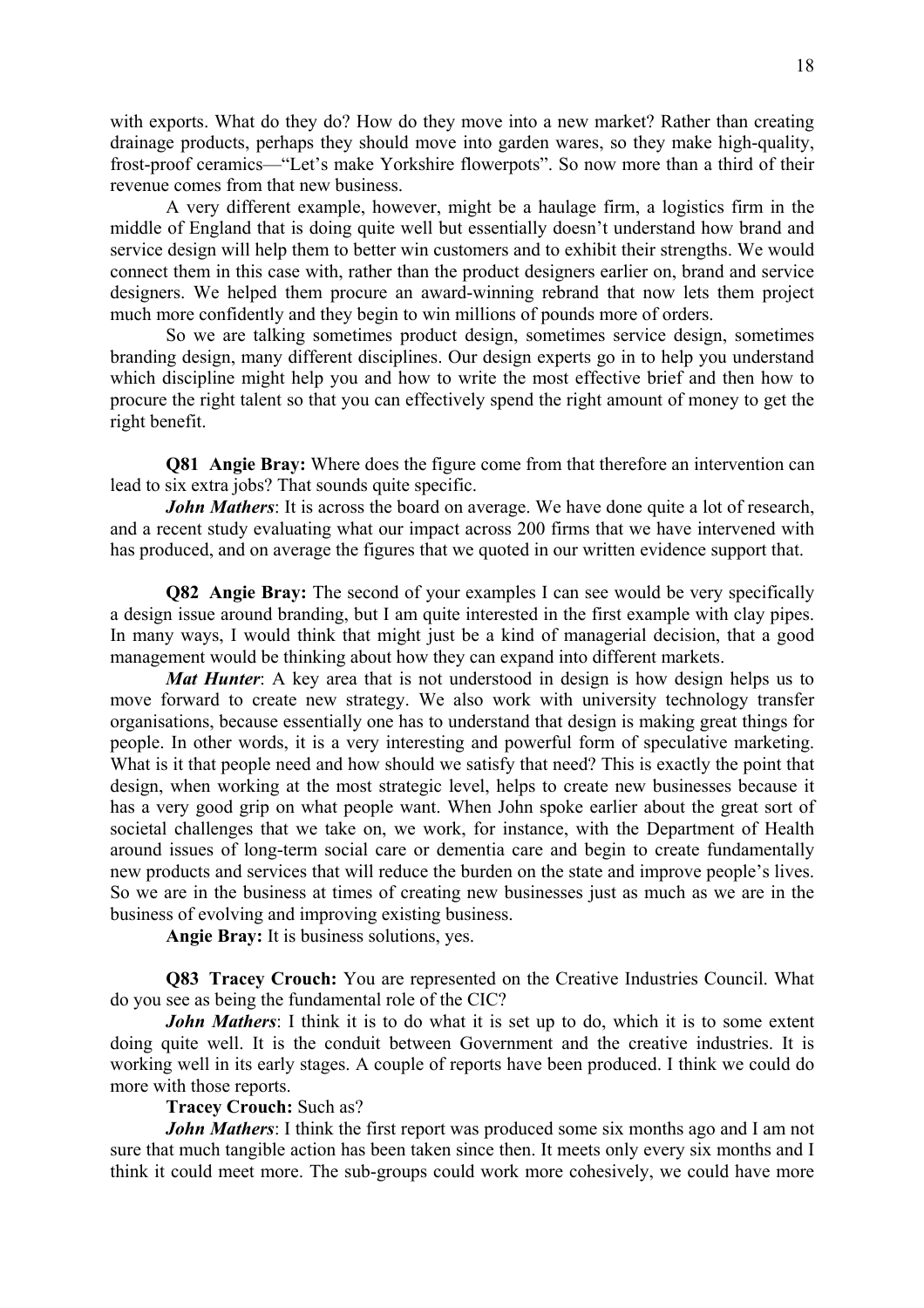with exports. What do they do? How do they move into a new market? Rather than creating drainage products, perhaps they should move into garden wares, so they make high-quality, frost-proof ceramics—"Let's make Yorkshire flowerpots". So now more than a third of their revenue comes from that new business.

A very different example, however, might be a haulage firm, a logistics firm in the middle of England that is doing quite well but essentially doesn't understand how brand and service design will help them to better win customers and to exhibit their strengths. We would connect them in this case with, rather than the product designers earlier on, brand and service designers. We helped them procure an award-winning rebrand that now lets them project much more confidently and they begin to win millions of pounds more of orders.

So we are talking sometimes product design, sometimes service design, sometimes branding design, many different disciplines. Our design experts go in to help you understand which discipline might help you and how to write the most effective brief and then how to procure the right talent so that you can effectively spend the right amount of money to get the right benefit.

**Q81 Angie Bray:** Where does the figure come from that therefore an intervention can lead to six extra jobs? That sounds quite specific.

***John Mathers***: It is across the board on average. We have done quite a lot of research, and a recent study evaluating what our impact across 200 firms that we have intervened with has produced, and on average the figures that we quoted in our written evidence support that.

**Q82 Angie Bray:** The second of your examples I can see would be very specifically a design issue around branding, but I am quite interested in the first example with clay pipes. In many ways, I would think that might just be a kind of managerial decision, that a good management would be thinking about how they can expand into different markets.

***Mat Hunter***: A key area that is not understood in design is how design helps us to move forward to create new strategy. We also work with university technology transfer organisations, because essentially one has to understand that design is making great things for people. In other words, it is a very interesting and powerful form of speculative marketing. What is it that people need and how should we satisfy that need? This is exactly the point that design, when working at the most strategic level, helps to create new businesses because it has a very good grip on what people want. When John spoke earlier about the great sort of societal challenges that we take on, we work, for instance, with the Department of Health around issues of long-term social care or dementia care and begin to create fundamentally new products and services that will reduce the burden on the state and improve people's lives. So we are in the business at times of creating new businesses just as much as we are in the business of evolving and improving existing business.

**Angie Bray:** It is business solutions, yes.

**Q83 Tracey Crouch:** You are represented on the Creative Industries Council. What do you see as being the fundamental role of the CIC?

***John Mathers***: I think it is to do what it is set up to do, which it is to some extent doing quite well. It is the conduit between Government and the creative industries. It is working well in its early stages. A couple of reports have been produced. I think we could do more with those reports.

**Tracey Crouch:** Such as?

***John Mathers***: I think the first report was produced some six months ago and I am not sure that much tangible action has been taken since then. It meets only every six months and I think it could meet more. The sub-groups could work more cohesively, we could have more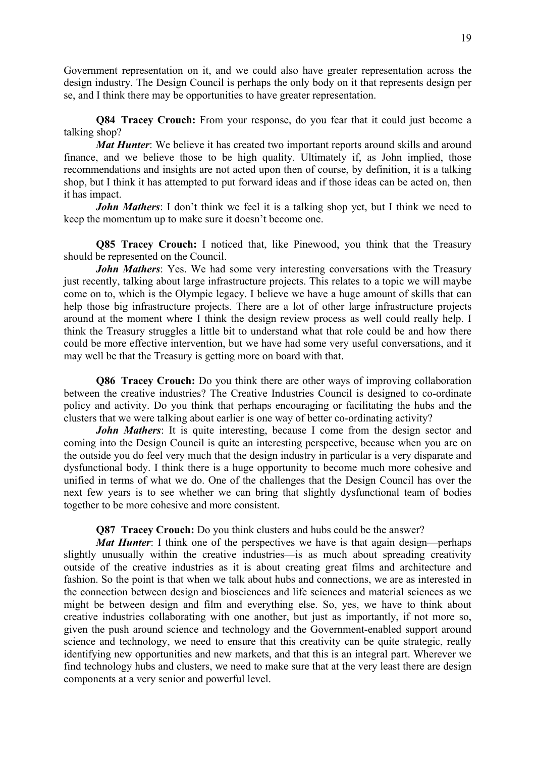Government representation on it, and we could also have greater representation across the design industry. The Design Council is perhaps the only body on it that represents design per se, and I think there may be opportunities to have greater representation.

**Q84 Tracey Crouch:** From your response, do you fear that it could just become a talking shop?

***Mat Hunter***: We believe it has created two important reports around skills and around finance, and we believe those to be high quality. Ultimately if, as John implied, those recommendations and insights are not acted upon then of course, by definition, it is a talking shop, but I think it has attempted to put forward ideas and if those ideas can be acted on, then it has impact.

***John Mathers***: I don't think we feel it is a talking shop yet, but I think we need to keep the momentum up to make sure it doesn't become one.

**Q85 Tracey Crouch:** I noticed that, like Pinewood, you think that the Treasury should be represented on the Council.

***John Mathers***: Yes. We had some very interesting conversations with the Treasury just recently, talking about large infrastructure projects. This relates to a topic we will maybe come on to, which is the Olympic legacy. I believe we have a huge amount of skills that can help those big infrastructure projects. There are a lot of other large infrastructure projects around at the moment where I think the design review process as well could really help. I think the Treasury struggles a little bit to understand what that role could be and how there could be more effective intervention, but we have had some very useful conversations, and it may well be that the Treasury is getting more on board with that.

**Q86 Tracey Crouch:** Do you think there are other ways of improving collaboration between the creative industries? The Creative Industries Council is designed to co-ordinate policy and activity. Do you think that perhaps encouraging or facilitating the hubs and the clusters that we were talking about earlier is one way of better co-ordinating activity?

***John Mathers***: It is quite interesting, because I come from the design sector and coming into the Design Council is quite an interesting perspective, because when you are on the outside you do feel very much that the design industry in particular is a very disparate and dysfunctional body. I think there is a huge opportunity to become much more cohesive and unified in terms of what we do. One of the challenges that the Design Council has over the next few years is to see whether we can bring that slightly dysfunctional team of bodies together to be more cohesive and more consistent.

**Q87 Tracey Crouch:** Do you think clusters and hubs could be the answer?

***Mat Hunter***: I think one of the perspectives we have is that again design—perhaps slightly unusually within the creative industries—is as much about spreading creativity outside of the creative industries as it is about creating great films and architecture and fashion. So the point is that when we talk about hubs and connections, we are as interested in the connection between design and biosciences and life sciences and material sciences as we might be between design and film and everything else. So, yes, we have to think about creative industries collaborating with one another, but just as importantly, if not more so, given the push around science and technology and the Government-enabled support around science and technology, we need to ensure that this creativity can be quite strategic, really identifying new opportunities and new markets, and that this is an integral part. Wherever we find technology hubs and clusters, we need to make sure that at the very least there are design components at a very senior and powerful level.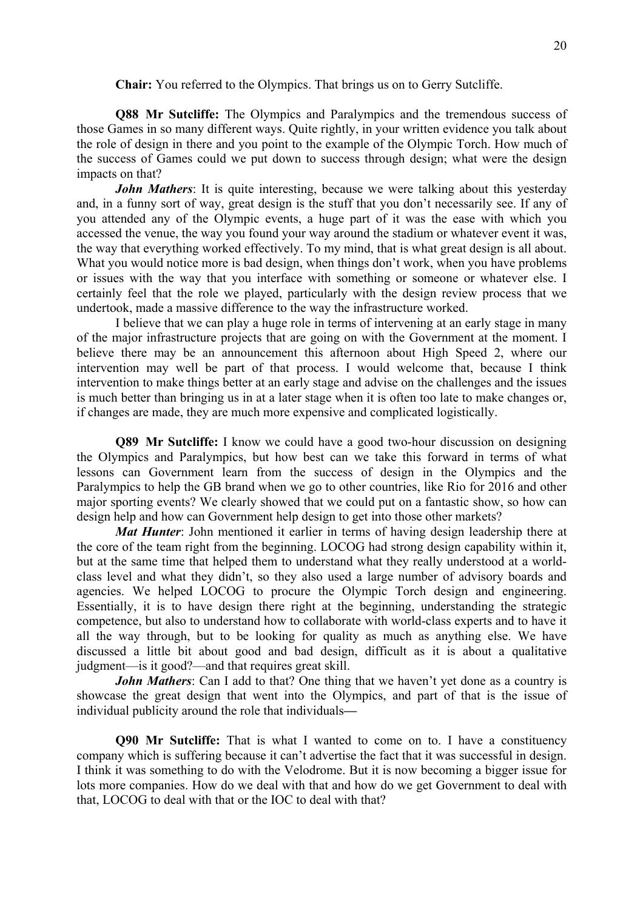**Chair:** You referred to the Olympics. That brings us on to Gerry Sutcliffe.

**Q88 Mr Sutcliffe:** The Olympics and Paralympics and the tremendous success of those Games in so many different ways. Quite rightly, in your written evidence you talk about the role of design in there and you point to the example of the Olympic Torch. How much of the success of Games could we put down to success through design; what were the design impacts on that?

***John Mathers***: It is quite interesting, because we were talking about this yesterday and, in a funny sort of way, great design is the stuff that you don't necessarily see. If any of you attended any of the Olympic events, a huge part of it was the ease with which you accessed the venue, the way you found your way around the stadium or whatever event it was, the way that everything worked effectively. To my mind, that is what great design is all about. What you would notice more is bad design, when things don't work, when you have problems or issues with the way that you interface with something or someone or whatever else. I certainly feel that the role we played, particularly with the design review process that we undertook, made a massive difference to the way the infrastructure worked.

I believe that we can play a huge role in terms of intervening at an early stage in many of the major infrastructure projects that are going on with the Government at the moment. I believe there may be an announcement this afternoon about High Speed 2, where our intervention may well be part of that process. I would welcome that, because I think intervention to make things better at an early stage and advise on the challenges and the issues is much better than bringing us in at a later stage when it is often too late to make changes or, if changes are made, they are much more expensive and complicated logistically.

**Q89 Mr Sutcliffe:** I know we could have a good two-hour discussion on designing the Olympics and Paralympics, but how best can we take this forward in terms of what lessons can Government learn from the success of design in the Olympics and the Paralympics to help the GB brand when we go to other countries, like Rio for 2016 and other major sporting events? We clearly showed that we could put on a fantastic show, so how can design help and how can Government help design to get into those other markets?

***Mat Hunter***: John mentioned it earlier in terms of having design leadership there at the core of the team right from the beginning. LOCOG had strong design capability within it, but at the same time that helped them to understand what they really understood at a world-class level and what they didn't, so they also used a large number of advisory boards and agencies. We helped LOCOG to procure the Olympic Torch design and engineering. Essentially, it is to have design there right at the beginning, understanding the strategic competence, but also to understand how to collaborate with world-class experts and to have it all the way through, but to be looking for quality as much as anything else. We have discussed a little bit about good and bad design, difficult as it is about a qualitative judgment—is it good?—and that requires great skill.

***John Mathers***: Can I add to that? One thing that we haven't yet done as a country is showcase the great design that went into the Olympics, and part of that is the issue of individual publicity around the role that individuals—

**Q90 Mr Sutcliffe:** That is what I wanted to come on to. I have a constituency company which is suffering because it can't advertise the fact that it was successful in design. I think it was something to do with the Velodrome. But it is now becoming a bigger issue for lots more companies. How do we deal with that and how do we get Government to deal with that, LOCOG to deal with that or the IOC to deal with that?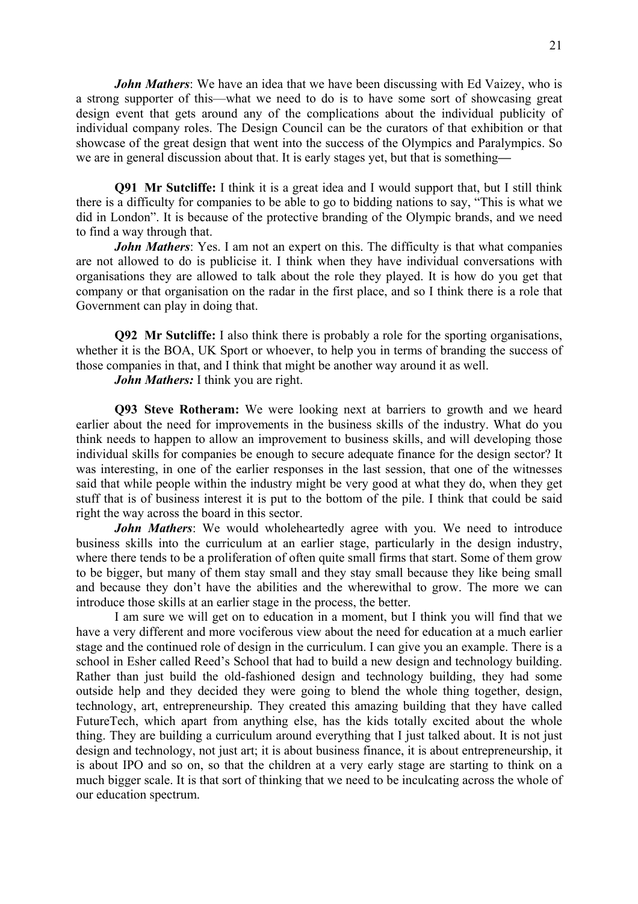***John Mathers***: We have an idea that we have been discussing with Ed Vaizey, who is a strong supporter of this—what we need to do is to have some sort of showcasing great design event that gets around any of the complications about the individual publicity of individual company roles. The Design Council can be the curators of that exhibition or that showcase of the great design that went into the success of the Olympics and Paralympics. So we are in general discussion about that. It is early stages yet, but that is something—

**Q91 Mr Sutcliffe:** I think it is a great idea and I would support that, but I still think there is a difficulty for companies to be able to go to bidding nations to say, "This is what we did in London". It is because of the protective branding of the Olympic brands, and we need to find a way through that.

***John Mathers***: Yes. I am not an expert on this. The difficulty is that what companies are not allowed to do is publicise it. I think when they have individual conversations with organisations they are allowed to talk about the role they played. It is how do you get that company or that organisation on the radar in the first place, and so I think there is a role that Government can play in doing that.

**Q92 Mr Sutcliffe:** I also think there is probably a role for the sporting organisations, whether it is the BOA, UK Sport or whoever, to help you in terms of branding the success of those companies in that, and I think that might be another way around it as well.

***John Mathers:*** I think you are right.

**Q93 Steve Rotheram:** We were looking next at barriers to growth and we heard earlier about the need for improvements in the business skills of the industry. What do you think needs to happen to allow an improvement to business skills, and will developing those individual skills for companies be enough to secure adequate finance for the design sector? It was interesting, in one of the earlier responses in the last session, that one of the witnesses said that while people within the industry might be very good at what they do, when they get stuff that is of business interest it is put to the bottom of the pile. I think that could be said right the way across the board in this sector.

***John Mathers***: We would wholeheartedly agree with you. We need to introduce business skills into the curriculum at an earlier stage, particularly in the design industry, where there tends to be a proliferation of often quite small firms that start. Some of them grow to be bigger, but many of them stay small and they stay small because they like being small and because they don't have the abilities and the wherewithal to grow. The more we can introduce those skills at an earlier stage in the process, the better.

I am sure we will get on to education in a moment, but I think you will find that we have a very different and more vociferous view about the need for education at a much earlier stage and the continued role of design in the curriculum. I can give you an example. There is a school in Esher called Reed's School that had to build a new design and technology building. Rather than just build the old-fashioned design and technology building, they had some outside help and they decided they were going to blend the whole thing together, design, technology, art, entrepreneurship. They created this amazing building that they have called FutureTech, which apart from anything else, has the kids totally excited about the whole thing. They are building a curriculum around everything that I just talked about. It is not just design and technology, not just art; it is about business finance, it is about entrepreneurship, it is about IPO and so on, so that the children at a very early stage are starting to think on a much bigger scale. It is that sort of thinking that we need to be inculcating across the whole of our education spectrum.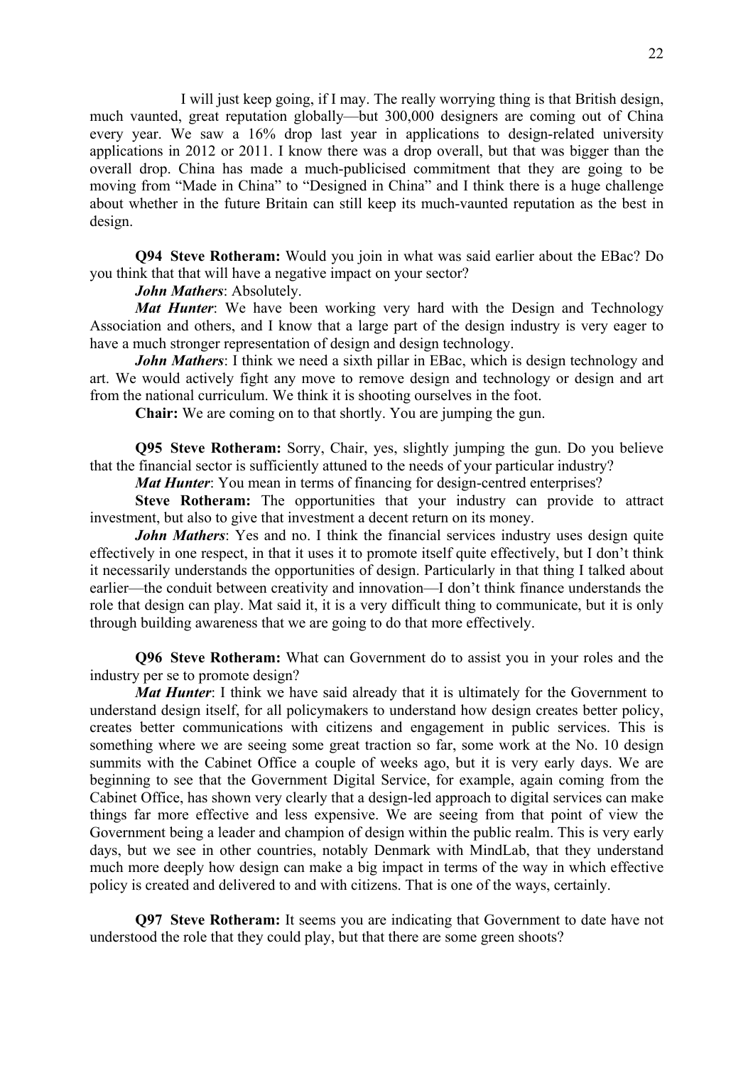I will just keep going, if I may. The really worrying thing is that British design, much vaunted, great reputation globally—but 300,000 designers are coming out of China every year. We saw a 16% drop last year in applications to design-related university applications in 2012 or 2011. I know there was a drop overall, but that was bigger than the overall drop. China has made a much-publicised commitment that they are going to be moving from "Made in China" to "Designed in China" and I think there is a huge challenge about whether in the future Britain can still keep its much-vaunted reputation as the best in design.

**Q94 Steve Rotheram:** Would you join in what was said earlier about the EBac? Do you think that that will have a negative impact on your sector?

***John Mathers***: Absolutely.

***Mat Hunter***: We have been working very hard with the Design and Technology Association and others, and I know that a large part of the design industry is very eager to have a much stronger representation of design and design technology.

***John Mathers***: I think we need a sixth pillar in EBac, which is design technology and art. We would actively fight any move to remove design and technology or design and art from the national curriculum. We think it is shooting ourselves in the foot.

**Chair:** We are coming on to that shortly. You are jumping the gun.

**Q95 Steve Rotheram:** Sorry, Chair, yes, slightly jumping the gun. Do you believe that the financial sector is sufficiently attuned to the needs of your particular industry?

***Mat Hunter***: You mean in terms of financing for design-centred enterprises?

**Steve Rotheram:** The opportunities that your industry can provide to attract investment, but also to give that investment a decent return on its money.

***John Mathers***: Yes and no. I think the financial services industry uses design quite effectively in one respect, in that it uses it to promote itself quite effectively, but I don't think it necessarily understands the opportunities of design. Particularly in that thing I talked about earlier—the conduit between creativity and innovation—I don't think finance understands the role that design can play. Mat said it, it is a very difficult thing to communicate, but it is only through building awareness that we are going to do that more effectively.

**Q96 Steve Rotheram:** What can Government do to assist you in your roles and the industry per se to promote design?

***Mat Hunter***: I think we have said already that it is ultimately for the Government to understand design itself, for all policymakers to understand how design creates better policy, creates better communications with citizens and engagement in public services. This is something where we are seeing some great traction so far, some work at the No. 10 design summits with the Cabinet Office a couple of weeks ago, but it is very early days. We are beginning to see that the Government Digital Service, for example, again coming from the Cabinet Office, has shown very clearly that a design-led approach to digital services can make things far more effective and less expensive. We are seeing from that point of view the Government being a leader and champion of design within the public realm. This is very early days, but we see in other countries, notably Denmark with MindLab, that they understand much more deeply how design can make a big impact in terms of the way in which effective policy is created and delivered to and with citizens. That is one of the ways, certainly.

**Q97 Steve Rotheram:** It seems you are indicating that Government to date have not understood the role that they could play, but that there are some green shoots?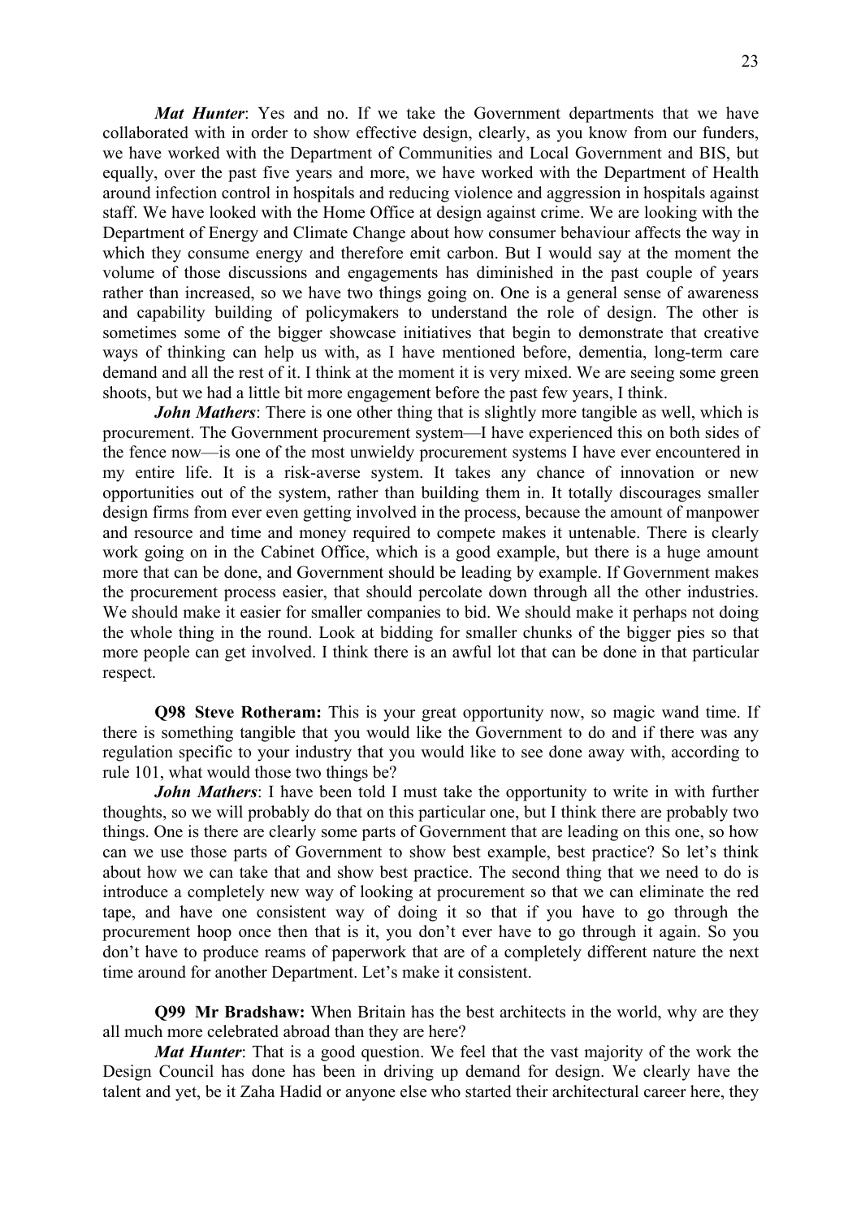*Mat Hunter*: Yes and no. If we take the Government departments that we have collaborated with in order to show effective design, clearly, as you know from our funders, we have worked with the Department of Communities and Local Government and BIS, but equally, over the past five years and more, we have worked with the Department of Health around infection control in hospitals and reducing violence and aggression in hospitals against staff. We have looked with the Home Office at design against crime. We are looking with the Department of Energy and Climate Change about how consumer behaviour affects the way in which they consume energy and therefore emit carbon. But I would say at the moment the volume of those discussions and engagements has diminished in the past couple of years rather than increased, so we have two things going on. One is a general sense of awareness and capability building of policymakers to understand the role of design. The other is sometimes some of the bigger showcase initiatives that begin to demonstrate that creative ways of thinking can help us with, as I have mentioned before, dementia, long-term care demand and all the rest of it. I think at the moment it is very mixed. We are seeing some green shoots, but we had a little bit more engagement before the past few years, I think.

*John Mathers*: There is one other thing that is slightly more tangible as well, which is procurement. The Government procurement system—I have experienced this on both sides of the fence now—is one of the most unwieldy procurement systems I have ever encountered in my entire life. It is a risk-averse system. It takes any chance of innovation or new opportunities out of the system, rather than building them in. It totally discourages smaller design firms from ever even getting involved in the process, because the amount of manpower and resource and time and money required to compete makes it untenable. There is clearly work going on in the Cabinet Office, which is a good example, but there is a huge amount more that can be done, and Government should be leading by example. If Government makes the procurement process easier, that should percolate down through all the other industries. We should make it easier for smaller companies to bid. We should make it perhaps not doing the whole thing in the round. Look at bidding for smaller chunks of the bigger pies so that more people can get involved. I think there is an awful lot that can be done in that particular respect.

**Q98 Steve Rotheram:** This is your great opportunity now, so magic wand time. If there is something tangible that you would like the Government to do and if there was any regulation specific to your industry that you would like to see done away with, according to rule 101, what would those two things be?

*John Mathers*: I have been told I must take the opportunity to write in with further thoughts, so we will probably do that on this particular one, but I think there are probably two things. One is there are clearly some parts of Government that are leading on this one, so how can we use those parts of Government to show best example, best practice? So let's think about how we can take that and show best practice. The second thing that we need to do is introduce a completely new way of looking at procurement so that we can eliminate the red tape, and have one consistent way of doing it so that if you have to go through the procurement hoop once then that is it, you don't ever have to go through it again. So you don't have to produce reams of paperwork that are of a completely different nature the next time around for another Department. Let's make it consistent.

**Q99 Mr Bradshaw:** When Britain has the best architects in the world, why are they all much more celebrated abroad than they are here?

*Mat Hunter*: That is a good question. We feel that the vast majority of the work the Design Council has done has been in driving up demand for design. We clearly have the talent and yet, be it Zaha Hadid or anyone else who started their architectural career here, they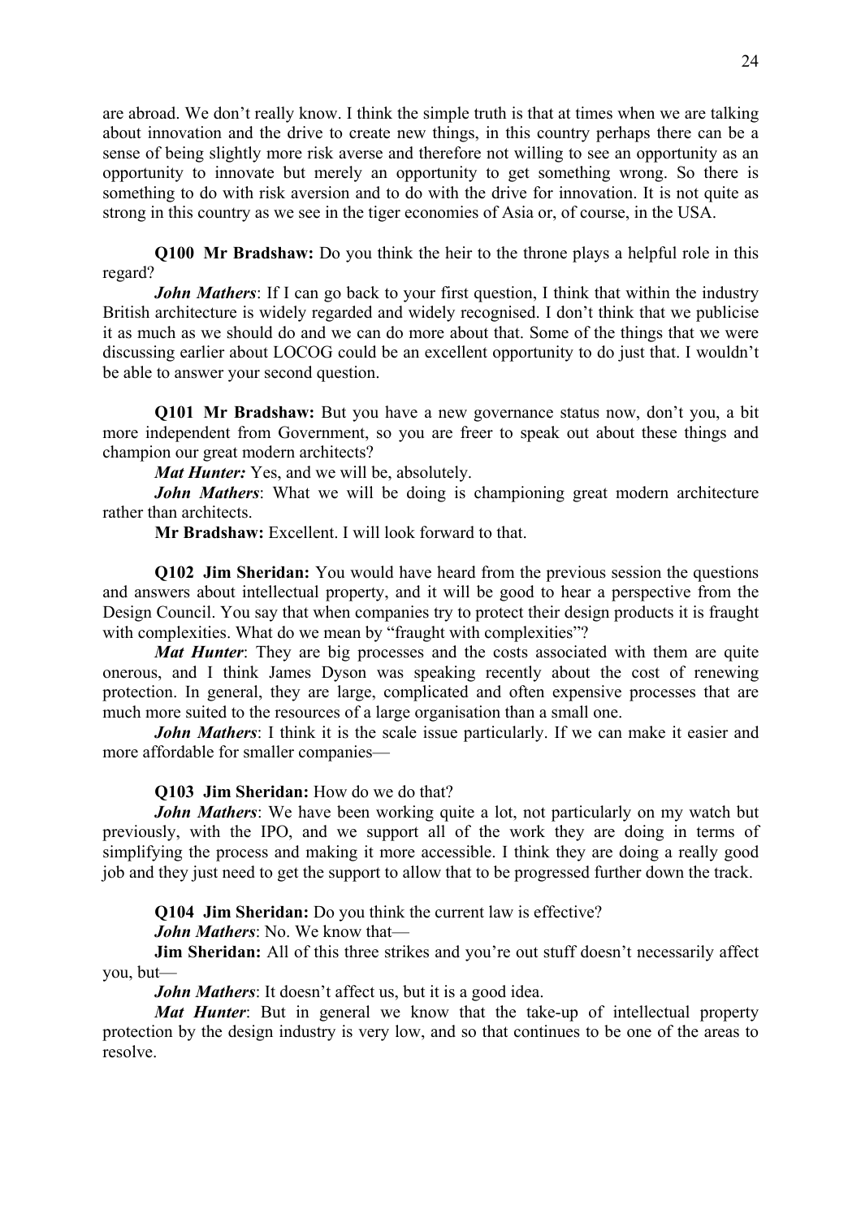are abroad. We don't really know. I think the simple truth is that at times when we are talking about innovation and the drive to create new things, in this country perhaps there can be a sense of being slightly more risk averse and therefore not willing to see an opportunity as an opportunity to innovate but merely an opportunity to get something wrong. So there is something to do with risk aversion and to do with the drive for innovation. It is not quite as strong in this country as we see in the tiger economies of Asia or, of course, in the USA.

**Q100 Mr Bradshaw:** Do you think the heir to the throne plays a helpful role in this regard?

***John Mathers***: If I can go back to your first question, I think that within the industry British architecture is widely regarded and widely recognised. I don't think that we publicise it as much as we should do and we can do more about that. Some of the things that we were discussing earlier about LOCOG could be an excellent opportunity to do just that. I wouldn't be able to answer your second question.

**Q101 Mr Bradshaw:** But you have a new governance status now, don't you, a bit more independent from Government, so you are freer to speak out about these things and champion our great modern architects?

***Mat Hunter:*** Yes, and we will be, absolutely.

***John Mathers***: What we will be doing is championing great modern architecture rather than architects.

**Mr Bradshaw:** Excellent. I will look forward to that.

**Q102 Jim Sheridan:** You would have heard from the previous session the questions and answers about intellectual property, and it will be good to hear a perspective from the Design Council. You say that when companies try to protect their design products it is fraught with complexities. What do we mean by "fraught with complexities"?

***Mat Hunter***: They are big processes and the costs associated with them are quite onerous, and I think James Dyson was speaking recently about the cost of renewing protection. In general, they are large, complicated and often expensive processes that are much more suited to the resources of a large organisation than a small one.

***John Mathers***: I think it is the scale issue particularly. If we can make it easier and more affordable for smaller companies—

**Q103 Jim Sheridan:** How do we do that?

***John Mathers***: We have been working quite a lot, not particularly on my watch but previously, with the IPO, and we support all of the work they are doing in terms of simplifying the process and making it more accessible. I think they are doing a really good job and they just need to get the support to allow that to be progressed further down the track.

**Q104 Jim Sheridan:** Do you think the current law is effective?

***John Mathers***: No. We know that—

**Jim Sheridan:** All of this three strikes and you're out stuff doesn't necessarily affect you, but—

***John Mathers***: It doesn't affect us, but it is a good idea.

***Mat Hunter***: But in general we know that the take-up of intellectual property protection by the design industry is very low, and so that continues to be one of the areas to resolve.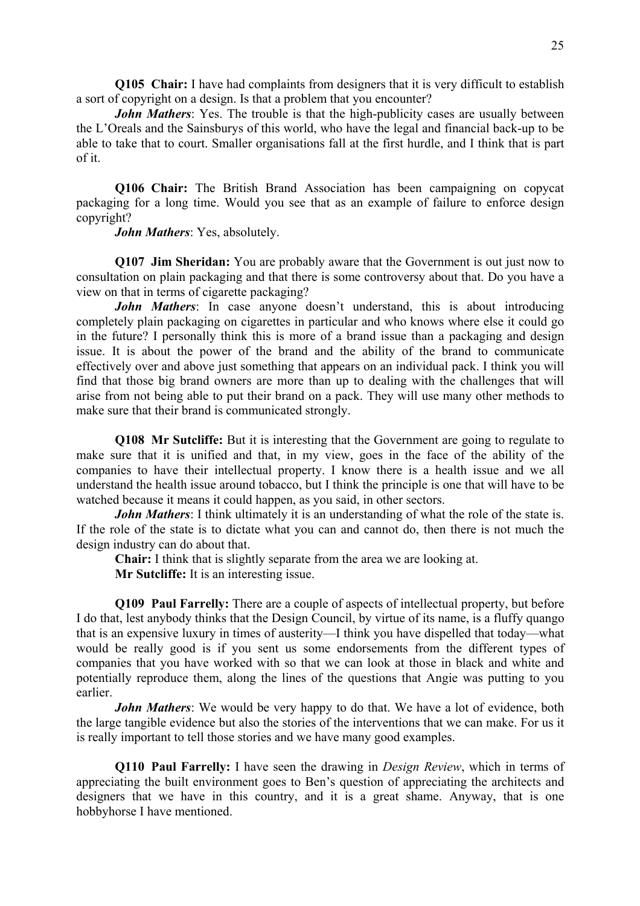**Q105 Chair:** I have had complaints from designers that it is very difficult to establish a sort of copyright on a design. Is that a problem that you encounter?

***John Mathers***: Yes. The trouble is that the high-publicity cases are usually between the L'Oreals and the Sainsburys of this world, who have the legal and financial back-up to be able to take that to court. Smaller organisations fall at the first hurdle, and I think that is part of it.

**Q106 Chair:** The British Brand Association has been campaigning on copycat packaging for a long time. Would you see that as an example of failure to enforce design copyright?

***John Mathers***: Yes, absolutely.

**Q107 Jim Sheridan:** You are probably aware that the Government is out just now to consultation on plain packaging and that there is some controversy about that. Do you have a view on that in terms of cigarette packaging?

***John Mathers***: In case anyone doesn't understand, this is about introducing completely plain packaging on cigarettes in particular and who knows where else it could go in the future? I personally think this is more of a brand issue than a packaging and design issue. It is about the power of the brand and the ability of the brand to communicate effectively over and above just something that appears on an individual pack. I think you will find that those big brand owners are more than up to dealing with the challenges that will arise from not being able to put their brand on a pack. They will use many other methods to make sure that their brand is communicated strongly.

**Q108 Mr Sutcliffe:** But it is interesting that the Government are going to regulate to make sure that it is unified and that, in my view, goes in the face of the ability of the companies to have their intellectual property. I know there is a health issue and we all understand the health issue around tobacco, but I think the principle is one that will have to be watched because it means it could happen, as you said, in other sectors.

***John Mathers***: I think ultimately it is an understanding of what the role of the state is. If the role of the state is to dictate what you can and cannot do, then there is not much the design industry can do about that.

**Chair:** I think that is slightly separate from the area we are looking at.

**Mr Sutcliffe:** It is an interesting issue.

**Q109 Paul Farrelly:** There are a couple of aspects of intellectual property, but before I do that, lest anybody thinks that the Design Council, by virtue of its name, is a fluffy quango that is an expensive luxury in times of austerity—I think you have dispelled that today—what would be really good is if you sent us some endorsements from the different types of companies that you have worked with so that we can look at those in black and white and potentially reproduce them, along the lines of the questions that Angie was putting to you earlier.

***John Mathers***: We would be very happy to do that. We have a lot of evidence, both the large tangible evidence but also the stories of the interventions that we can make. For us it is really important to tell those stories and we have many good examples.

**Q110 Paul Farrelly:** I have seen the drawing in *Design Review*, which in terms of appreciating the built environment goes to Ben's question of appreciating the architects and designers that we have in this country, and it is a great shame. Anyway, that is one hobbyhorse I have mentioned.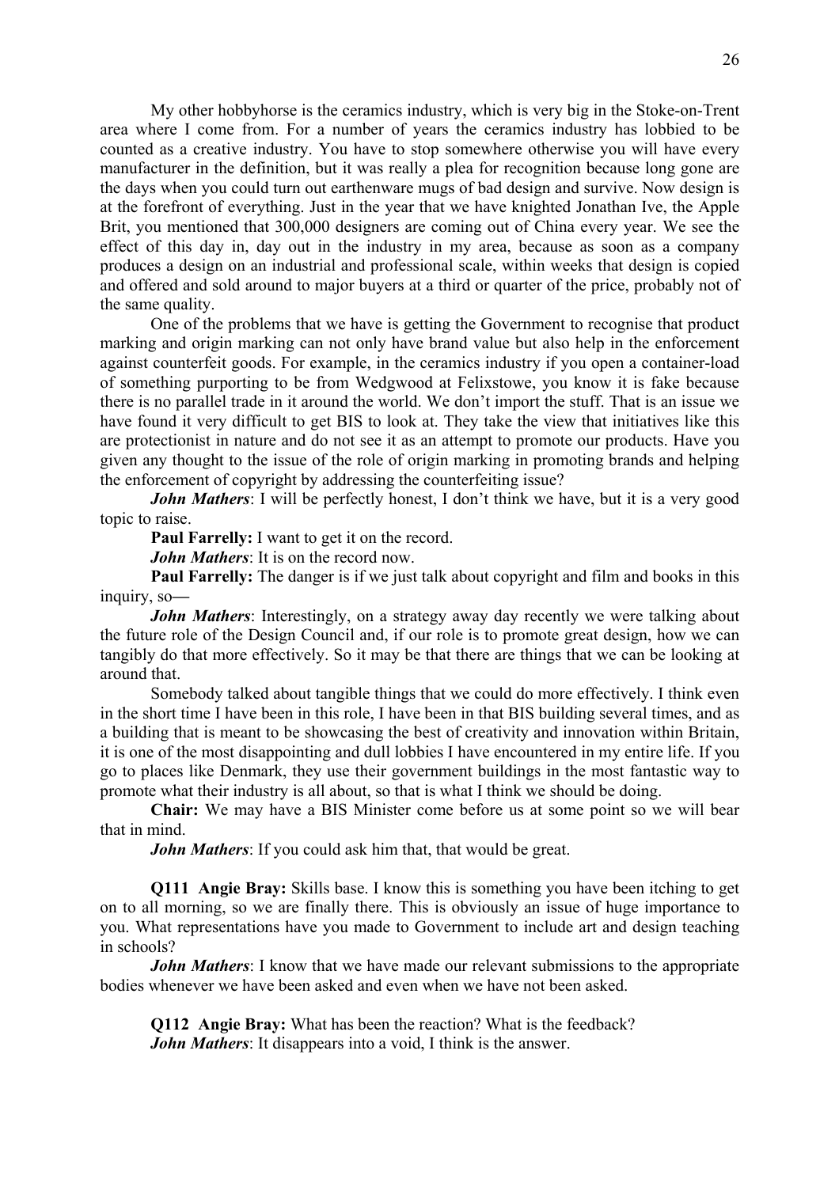My other hobbyhorse is the ceramics industry, which is very big in the Stoke-on-Trent area where I come from. For a number of years the ceramics industry has lobbied to be counted as a creative industry. You have to stop somewhere otherwise you will have every manufacturer in the definition, but it was really a plea for recognition because long gone are the days when you could turn out earthenware mugs of bad design and survive. Now design is at the forefront of everything. Just in the year that we have knighted Jonathan Ive, the Apple Brit, you mentioned that 300,000 designers are coming out of China every year. We see the effect of this day in, day out in the industry in my area, because as soon as a company produces a design on an industrial and professional scale, within weeks that design is copied and offered and sold around to major buyers at a third or quarter of the price, probably not of the same quality.

One of the problems that we have is getting the Government to recognise that product marking and origin marking can not only have brand value but also help in the enforcement against counterfeit goods. For example, in the ceramics industry if you open a container-load of something purporting to be from Wedgwood at Felixstowe, you know it is fake because there is no parallel trade in it around the world. We don't import the stuff. That is an issue we have found it very difficult to get BIS to look at. They take the view that initiatives like this are protectionist in nature and do not see it as an attempt to promote our products. Have you given any thought to the issue of the role of origin marking in promoting brands and helping the enforcement of copyright by addressing the counterfeiting issue?

***John Mathers***: I will be perfectly honest, I don't think we have, but it is a very good topic to raise.

**Paul Farrelly:** I want to get it on the record.

***John Mathers***: It is on the record now.

**Paul Farrelly:** The danger is if we just talk about copyright and film and books in this inquiry, so—

***John Mathers***: Interestingly, on a strategy away day recently we were talking about the future role of the Design Council and, if our role is to promote great design, how we can tangibly do that more effectively. So it may be that there are things that we can be looking at around that.

Somebody talked about tangible things that we could do more effectively. I think even in the short time I have been in this role, I have been in that BIS building several times, and as a building that is meant to be showcasing the best of creativity and innovation within Britain, it is one of the most disappointing and dull lobbies I have encountered in my entire life. If you go to places like Denmark, they use their government buildings in the most fantastic way to promote what their industry is all about, so that is what I think we should be doing.

**Chair:** We may have a BIS Minister come before us at some point so we will bear that in mind.

***John Mathers***: If you could ask him that, that would be great.

**Q111 Angie Bray:** Skills base. I know this is something you have been itching to get on to all morning, so we are finally there. This is obviously an issue of huge importance to you. What representations have you made to Government to include art and design teaching in schools?

***John Mathers***: I know that we have made our relevant submissions to the appropriate bodies whenever we have been asked and even when we have not been asked.

**Q112 Angie Bray:** What has been the reaction? What is the feedback?

***John Mathers***: It disappears into a void, I think is the answer.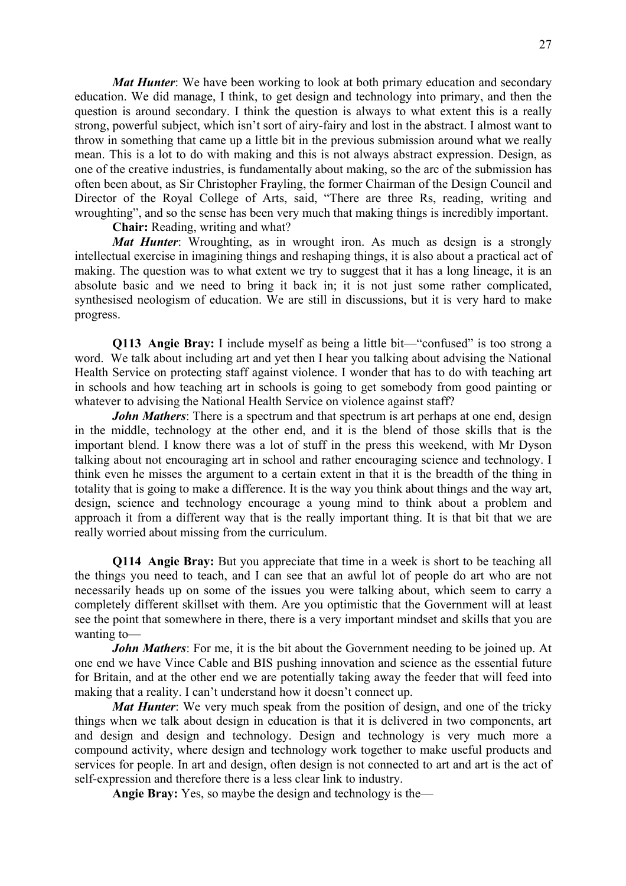*Mat Hunter*: We have been working to look at both primary education and secondary education. We did manage, I think, to get design and technology into primary, and then the question is around secondary. I think the question is always to what extent this is a really strong, powerful subject, which isn't sort of airy-fairy and lost in the abstract. I almost want to throw in something that came up a little bit in the previous submission around what we really mean. This is a lot to do with making and this is not always abstract expression. Design, as one of the creative industries, is fundamentally about making, so the arc of the submission has often been about, as Sir Christopher Frayling, the former Chairman of the Design Council and Director of the Royal College of Arts, said, "There are three Rs, reading, writing and wroughting", and so the sense has been very much that making things is incredibly important.

**Chair:** Reading, writing and what?

*Mat Hunter*: Wroughting, as in wrought iron. As much as design is a strongly intellectual exercise in imagining things and reshaping things, it is also about a practical act of making. The question was to what extent we try to suggest that it has a long lineage, it is an absolute basic and we need to bring it back in; it is not just some rather complicated, synthesised neologism of education. We are still in discussions, but it is very hard to make progress.

**Q113 Angie Bray:** I include myself as being a little bit—"confused" is too strong a word. We talk about including art and yet then I hear you talking about advising the National Health Service on protecting staff against violence. I wonder that has to do with teaching art in schools and how teaching art in schools is going to get somebody from good painting or whatever to advising the National Health Service on violence against staff?

*John Mathers*: There is a spectrum and that spectrum is art perhaps at one end, design in the middle, technology at the other end, and it is the blend of those skills that is the important blend. I know there was a lot of stuff in the press this weekend, with Mr Dyson talking about not encouraging art in school and rather encouraging science and technology. I think even he misses the argument to a certain extent in that it is the breadth of the thing in totality that is going to make a difference. It is the way you think about things and the way art, design, science and technology encourage a young mind to think about a problem and approach it from a different way that is the really important thing. It is that bit that we are really worried about missing from the curriculum.

**Q114 Angie Bray:** But you appreciate that time in a week is short to be teaching all the things you need to teach, and I can see that an awful lot of people do art who are not necessarily heads up on some of the issues you were talking about, which seem to carry a completely different skillset with them. Are you optimistic that the Government will at least see the point that somewhere in there, there is a very important mindset and skills that you are wanting to—

*John Mathers*: For me, it is the bit about the Government needing to be joined up. At one end we have Vince Cable and BIS pushing innovation and science as the essential future for Britain, and at the other end we are potentially taking away the feeder that will feed into making that a reality. I can't understand how it doesn't connect up.

*Mat Hunter*: We very much speak from the position of design, and one of the tricky things when we talk about design in education is that it is delivered in two components, art and design and design and technology. Design and technology is very much more a compound activity, where design and technology work together to make useful products and services for people. In art and design, often design is not connected to art and art is the act of self-expression and therefore there is a less clear link to industry.

**Angie Bray:** Yes, so maybe the design and technology is the—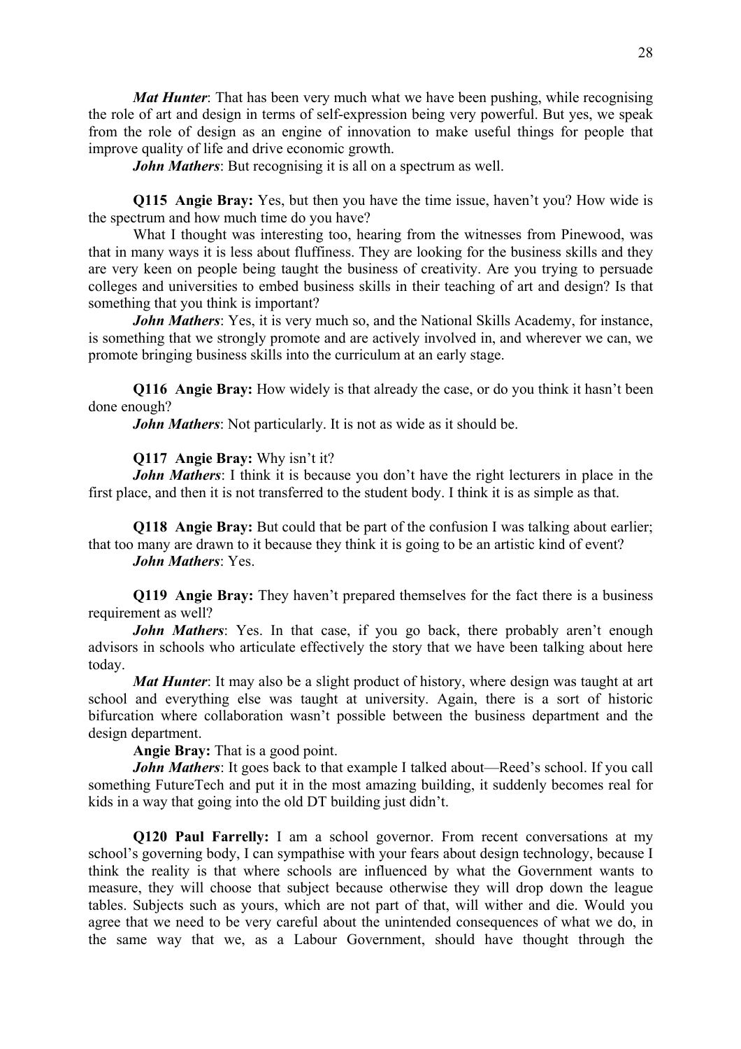*Mat Hunter*: That has been very much what we have been pushing, while recognising the role of art and design in terms of self-expression being very powerful. But yes, we speak from the role of design as an engine of innovation to make useful things for people that improve quality of life and drive economic growth.

*John Mathers*: But recognising it is all on a spectrum as well.

**Q115 Angie Bray:** Yes, but then you have the time issue, haven't you? How wide is the spectrum and how much time do you have?

What I thought was interesting too, hearing from the witnesses from Pinewood, was that in many ways it is less about fluffiness. They are looking for the business skills and they are very keen on people being taught the business of creativity. Are you trying to persuade colleges and universities to embed business skills in their teaching of art and design? Is that something that you think is important?

*John Mathers*: Yes, it is very much so, and the National Skills Academy, for instance, is something that we strongly promote and are actively involved in, and wherever we can, we promote bringing business skills into the curriculum at an early stage.

**Q116 Angie Bray:** How widely is that already the case, or do you think it hasn't been done enough?

*John Mathers*: Not particularly. It is not as wide as it should be.

**Q117 Angie Bray:** Why isn't it?

*John Mathers*: I think it is because you don't have the right lecturers in place in the first place, and then it is not transferred to the student body. I think it is as simple as that.

**Q118 Angie Bray:** But could that be part of the confusion I was talking about earlier; that too many are drawn to it because they think it is going to be an artistic kind of event?

*John Mathers*: Yes.

**Q119 Angie Bray:** They haven't prepared themselves for the fact there is a business requirement as well?

*John Mathers*: Yes. In that case, if you go back, there probably aren't enough advisors in schools who articulate effectively the story that we have been talking about here today.

*Mat Hunter*: It may also be a slight product of history, where design was taught at art school and everything else was taught at university. Again, there is a sort of historic bifurcation where collaboration wasn't possible between the business department and the design department.

**Angie Bray:** That is a good point.

*John Mathers*: It goes back to that example I talked about—Reed's school. If you call something FutureTech and put it in the most amazing building, it suddenly becomes real for kids in a way that going into the old DT building just didn't.

**Q120 Paul Farrelly:** I am a school governor. From recent conversations at my school's governing body, I can sympathise with your fears about design technology, because I think the reality is that where schools are influenced by what the Government wants to measure, they will choose that subject because otherwise they will drop down the league tables. Subjects such as yours, which are not part of that, will wither and die. Would you agree that we need to be very careful about the unintended consequences of what we do, in the same way that we, as a Labour Government, should have thought through the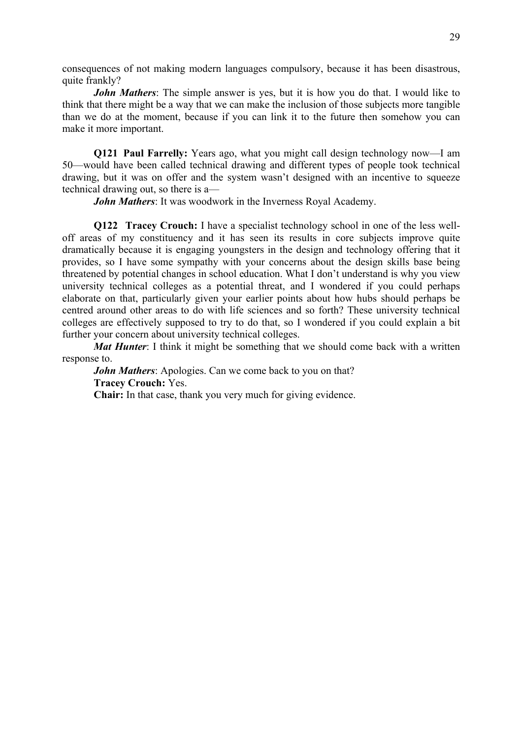consequences of not making modern languages compulsory, because it has been disastrous, quite frankly?

***John Mathers***: The simple answer is yes, but it is how you do that. I would like to think that there might be a way that we can make the inclusion of those subjects more tangible than we do at the moment, because if you can link it to the future then somehow you can make it more important.

**Q121 Paul Farrelly:** Years ago, what you might call design technology now—I am 50—would have been called technical drawing and different types of people took technical drawing, but it was on offer and the system wasn't designed with an incentive to squeeze technical drawing out, so there is a—

***John Mathers***: It was woodwork in the Inverness Royal Academy.

**Q122 Tracey Crouch:** I have a specialist technology school in one of the less well-off areas of my constituency and it has seen its results in core subjects improve quite dramatically because it is engaging youngsters in the design and technology offering that it provides, so I have some sympathy with your concerns about the design skills base being threatened by potential changes in school education. What I don't understand is why you view university technical colleges as a potential threat, and I wondered if you could perhaps elaborate on that, particularly given your earlier points about how hubs should perhaps be centred around other areas to do with life sciences and so forth? These university technical colleges are effectively supposed to try to do that, so I wondered if you could explain a bit further your concern about university technical colleges.

***Mat Hunter***: I think it might be something that we should come back with a written response to.

***John Mathers***: Apologies. Can we come back to you on that?

**Tracey Crouch:** Yes.

**Chair:** In that case, thank you very much for giving evidence.